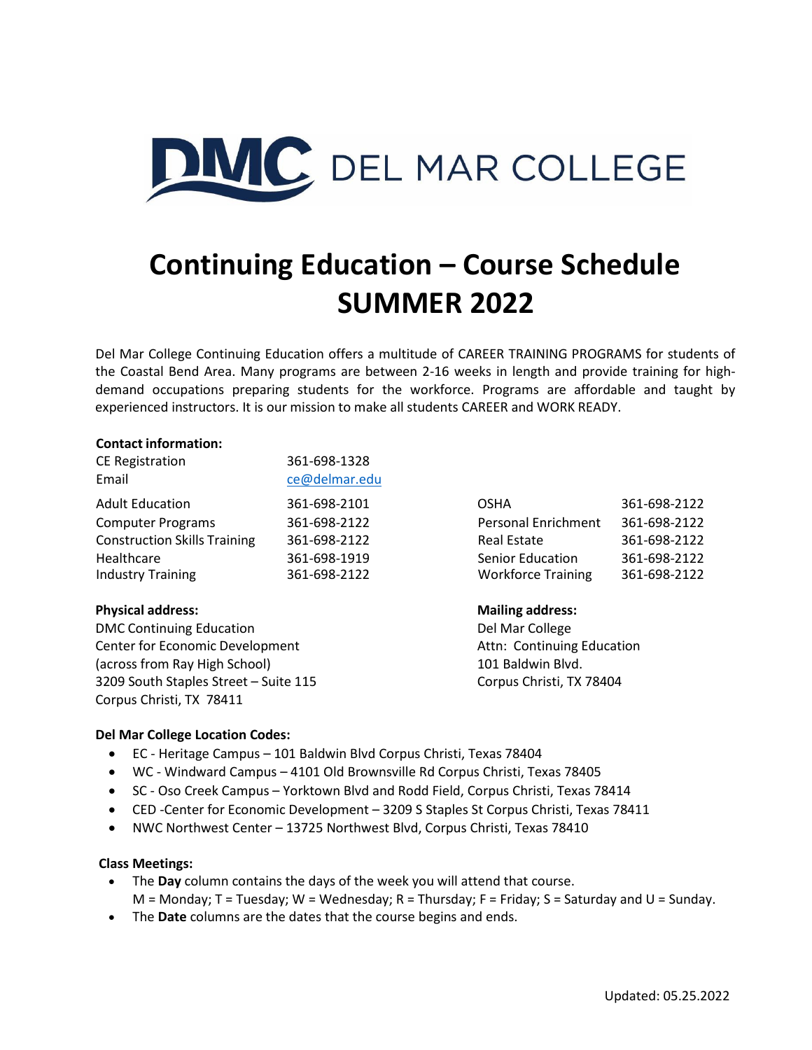DMC DEL MAR COLLEGE

# Continuing Education – Course Schedule SUMMER 2022

Del Mar College Continuing Education offers a multitude of CAREER TRAINING PROGRAMS for students of the Coastal Bend Area. Many programs are between 2-16 weeks in length and provide training for high-demand occupations preparing students for the workforce. Programs are affordable and taught by experienced instructors. It is our mission to make all students CAREER and WORK READY.

**Contact information:**

| | | | |
|---|---|---|---|
| CE Registration | 361-698-1328 | | |
| Email | ce@delmar.edu | | |
| Adult Education | 361-698-2101 | OSHA | 361-698-2122 |
| Computer Programs | 361-698-2122 | Personal Enrichment | 361-698-2122 |
| Construction Skills Training | 361-698-2122 | Real Estate | 361-698-2122 |
| Healthcare | 361-698-1919 | Senior Education | 361-698-2122 |
| Industry Training | 361-698-2122 | Workforce Training | 361-698-2122 |

**Physical address:**
DMC Continuing Education
Center for Economic Development
(across from Ray High School)
3209 South Staples Street – Suite 115
Corpus Christi, TX 78411

**Mailing address:**
Del Mar College
Attn: Continuing Education
101 Baldwin Blvd.
Corpus Christi, TX 78404

**Del Mar College Location Codes:**

- EC - Heritage Campus – 101 Baldwin Blvd Corpus Christi, Texas 78404
- WC - Windward Campus – 4101 Old Brownsville Rd Corpus Christi, Texas 78405
- SC - Oso Creek Campus – Yorktown Blvd and Rodd Field, Corpus Christi, Texas 78414
- CED -Center for Economic Development – 3209 S Staples St Corpus Christi, Texas 78411
- NWC Northwest Center – 13725 Northwest Blvd, Corpus Christi, Texas 78410

**Class Meetings:**

- The **Day** column contains the days of the week you will attend that course.
  M = Monday; T = Tuesday; W = Wednesday; R = Thursday; F = Friday; S = Saturday and U = Sunday.
- The **Date** columns are the dates that the course begins and ends.

Updated: 05.25.2022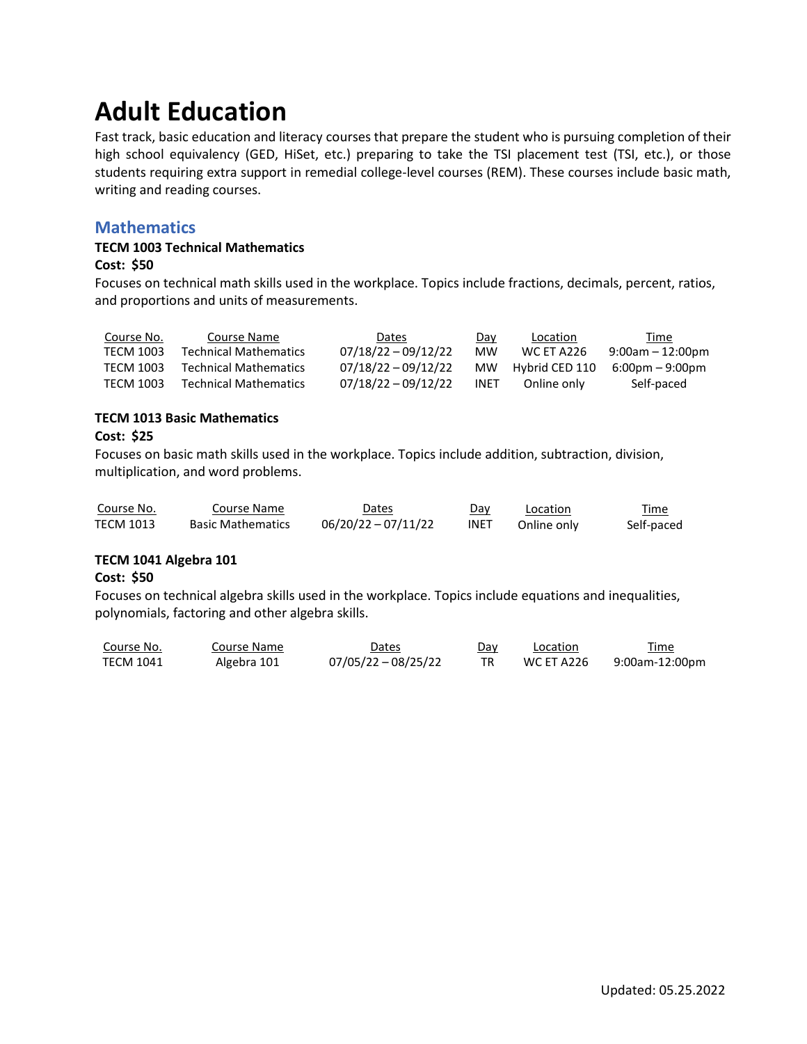# Adult Education

Fast track, basic education and literacy courses that prepare the student who is pursuing completion of their high school equivalency (GED, HiSet, etc.) preparing to take the TSI placement test (TSI, etc.), or those students requiring extra support in remedial college-level courses (REM). These courses include basic math, writing and reading courses.

## Mathematics

**TECM 1003 Technical Mathematics**

**Cost: $50**

Focuses on technical math skills used in the workplace. Topics include fractions, decimals, percent, ratios, and proportions and units of measurements.

| Course No. | Course Name | Dates | Day | Location | Time |
|---|---|---|---|---|---|
| TECM 1003 | Technical Mathematics | 07/18/22 – 09/12/22 | MW | WC ET A226 | 9:00am – 12:00pm |
| TECM 1003 | Technical Mathematics | 07/18/22 – 09/12/22 | MW | Hybrid CED 110 | 6:00pm – 9:00pm |
| TECM 1003 | Technical Mathematics | 07/18/22 – 09/12/22 | INET | Online only | Self-paced |

**TECM 1013 Basic Mathematics**

**Cost: $25**

Focuses on basic math skills used in the workplace. Topics include addition, subtraction, division, multiplication, and word problems.

| Course No. | Course Name | Dates | Day | Location | Time |
|---|---|---|---|---|---|
| TECM 1013 | Basic Mathematics | 06/20/22 – 07/11/22 | INET | Online only | Self-paced |

**TECM 1041 Algebra 101**

**Cost: $50**

Focuses on technical algebra skills used in the workplace. Topics include equations and inequalities, polynomials, factoring and other algebra skills.

| Course No. | Course Name | Dates | Day | Location | Time |
|---|---|---|---|---|---|
| TECM 1041 | Algebra 101 | 07/05/22 – 08/25/22 | TR | WC ET A226 | 9:00am-12:00pm |

Updated: 05.25.2022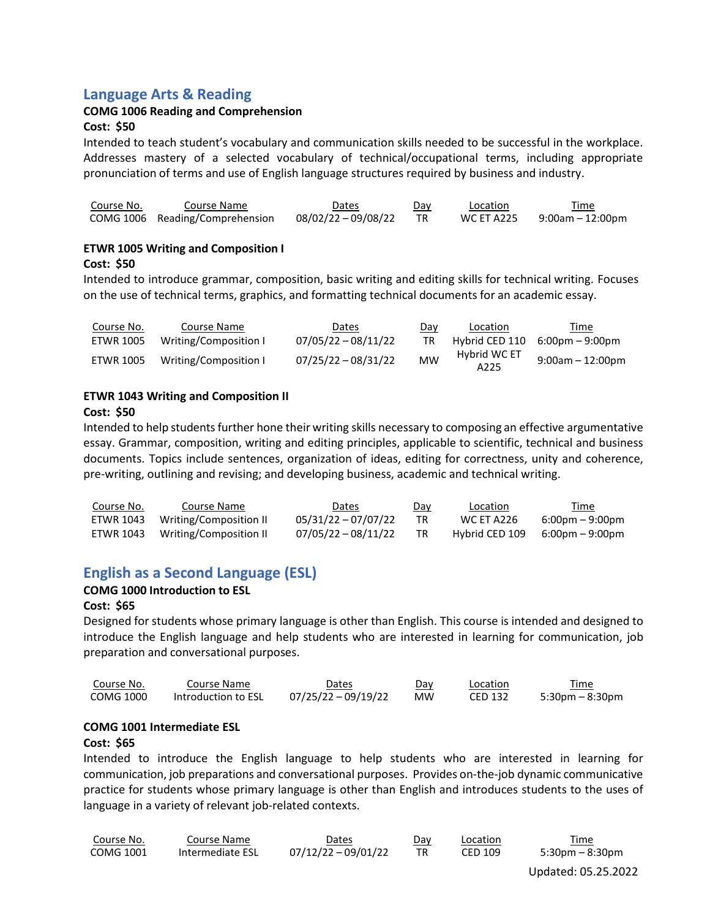## Language Arts & Reading

**COMG 1006 Reading and Comprehension**

**Cost: $50**

Intended to teach student's vocabulary and communication skills needed to be successful in the workplace. Addresses mastery of a selected vocabulary of technical/occupational terms, including appropriate pronunciation of terms and use of English language structures required by business and industry.

| Course No. | Course Name | Dates | Day | Location | Time |
|---|---|---|---|---|---|
| COMG 1006 | Reading/Comprehension | 08/02/22 – 09/08/22 | TR | WC ET A225 | 9:00am – 12:00pm |

**ETWR 1005 Writing and Composition I**

**Cost: $50**

Intended to introduce grammar, composition, basic writing and editing skills for technical writing. Focuses on the use of technical terms, graphics, and formatting technical documents for an academic essay.

| Course No. | Course Name | Dates | Day | Location | Time |
|---|---|---|---|---|---|
| ETWR 1005 | Writing/Composition I | 07/05/22 – 08/11/22 | TR | Hybrid CED 110 | 6:00pm – 9:00pm |
| ETWR 1005 | Writing/Composition I | 07/25/22 – 08/31/22 | MW | Hybrid WC ET A225 | 9:00am – 12:00pm |

**ETWR 1043 Writing and Composition II**

**Cost: $50**

Intended to help students further hone their writing skills necessary to composing an effective argumentative essay. Grammar, composition, writing and editing principles, applicable to scientific, technical and business documents. Topics include sentences, organization of ideas, editing for correctness, unity and coherence, pre-writing, outlining and revising; and developing business, academic and technical writing.

| Course No. | Course Name | Dates | Day | Location | Time |
|---|---|---|---|---|---|
| ETWR 1043 | Writing/Composition II | 05/31/22 – 07/07/22 | TR | WC ET A226 | 6:00pm – 9:00pm |
| ETWR 1043 | Writing/Composition II | 07/05/22 – 08/11/22 | TR | Hybrid CED 109 | 6:00pm – 9:00pm |

## English as a Second Language (ESL)

**COMG 1000 Introduction to ESL**

**Cost: $65**

Designed for students whose primary language is other than English. This course is intended and designed to introduce the English language and help students who are interested in learning for communication, job preparation and conversational purposes.

| Course No. | Course Name | Dates | Day | Location | Time |
|---|---|---|---|---|---|
| COMG 1000 | Introduction to ESL | 07/25/22 – 09/19/22 | MW | CED 132 | 5:30pm – 8:30pm |

**COMG 1001 Intermediate ESL**

**Cost: $65**

Intended to introduce the English language to help students who are interested in learning for communication, job preparations and conversational purposes. Provides on-the-job dynamic communicative practice for students whose primary language is other than English and introduces students to the uses of language in a variety of relevant job-related contexts.

| Course No. | Course Name | Dates | Day | Location | Time |
|---|---|---|---|---|---|
| COMG 1001 | Intermediate ESL | 07/12/22 – 09/01/22 | TR | CED 109 | 5:30pm – 8:30pm |

Updated: 05.25.2022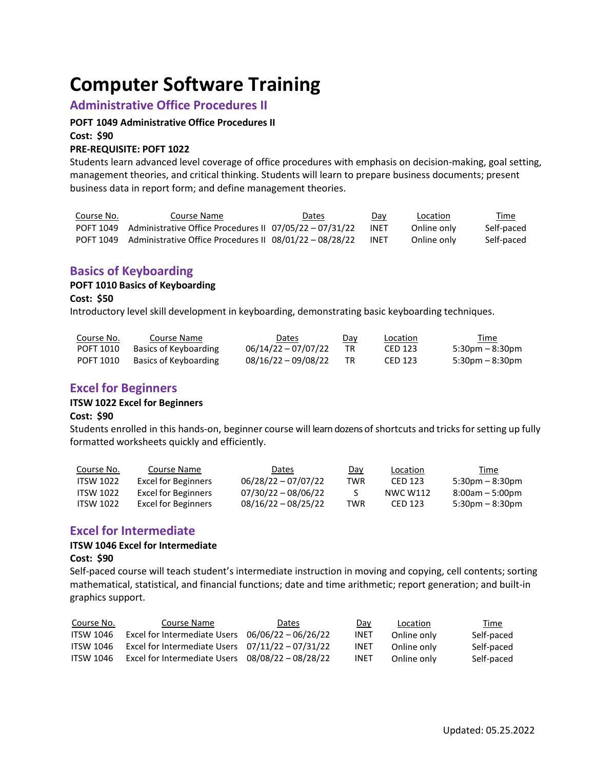# Computer Software Training

## Administrative Office Procedures II

**POFT 1049 Administrative Office Procedures II**

**Cost: $90**

**PRE-REQUISITE: POFT 1022**

Students learn advanced level coverage of office procedures with emphasis on decision-making, goal setting, management theories, and critical thinking. Students will learn to prepare business documents; present business data in report form; and define management theories.

| Course No. | Course Name | Dates | Day | Location | Time |
|---|---|---|---|---|---|
| POFT 1049 | Administrative Office Procedures II | 07/05/22 – 07/31/22 | INET | Online only | Self-paced |
| POFT 1049 | Administrative Office Procedures II | 08/01/22 – 08/28/22 | INET | Online only | Self-paced |

## Basics of Keyboarding

**POFT 1010 Basics of Keyboarding**

**Cost: $50**

Introductory level skill development in keyboarding, demonstrating basic keyboarding techniques.

| Course No. | Course Name | Dates | Day | Location | Time |
|---|---|---|---|---|---|
| POFT 1010 | Basics of Keyboarding | 06/14/22 – 07/07/22 | TR | CED 123 | 5:30pm – 8:30pm |
| POFT 1010 | Basics of Keyboarding | 08/16/22 – 09/08/22 | TR | CED 123 | 5:30pm – 8:30pm |

## Excel for Beginners

**ITSW 1022 Excel for Beginners**

**Cost: $90**

Students enrolled in this hands-on, beginner course will learn dozens of shortcuts and tricks for setting up fully formatted worksheets quickly and efficiently.

| Course No. | Course Name | Dates | Day | Location | Time |
|---|---|---|---|---|---|
| ITSW 1022 | Excel for Beginners | 06/28/22 – 07/07/22 | TWR | CED 123 | 5:30pm – 8:30pm |
| ITSW 1022 | Excel for Beginners | 07/30/22 – 08/06/22 | S | NWC W112 | 8:00am – 5:00pm |
| ITSW 1022 | Excel for Beginners | 08/16/22 – 08/25/22 | TWR | CED 123 | 5:30pm – 8:30pm |

## Excel for Intermediate

**ITSW 1046 Excel for Intermediate**

**Cost: $90**

Self-paced course will teach student's intermediate instruction in moving and copying, cell contents; sorting mathematical, statistical, and financial functions; date and time arithmetic; report generation; and built-in graphics support.

| Course No. | Course Name | Dates | Day | Location | Time |
|---|---|---|---|---|---|
| ITSW 1046 | Excel for Intermediate Users | 06/06/22 – 06/26/22 | INET | Online only | Self-paced |
| ITSW 1046 | Excel for Intermediate Users | 07/11/22 – 07/31/22 | INET | Online only | Self-paced |
| ITSW 1046 | Excel for Intermediate Users | 08/08/22 – 08/28/22 | INET | Online only | Self-paced |

Updated: 05.25.2022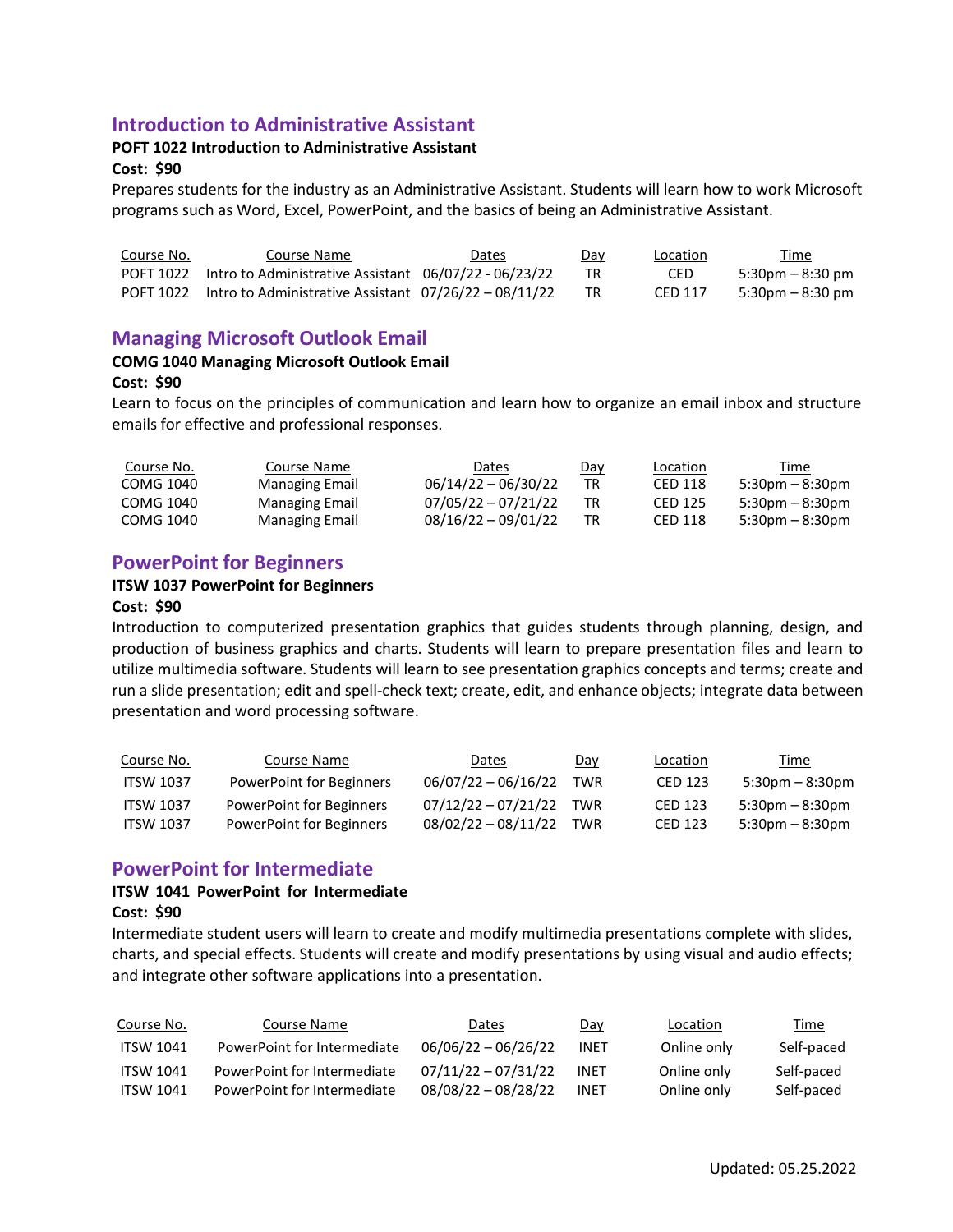## Introduction to Administrative Assistant

**POFT 1022 Introduction to Administrative Assistant**

**Cost: $90**

Prepares students for the industry as an Administrative Assistant. Students will learn how to work Microsoft programs such as Word, Excel, PowerPoint, and the basics of being an Administrative Assistant.

| Course No. | Course Name | Dates | Day | Location | Time |
|---|---|---|---|---|---|
| POFT 1022 | Intro to Administrative Assistant | 06/07/22 - 06/23/22 | TR | CED | 5:30pm – 8:30 pm |
| POFT 1022 | Intro to Administrative Assistant | 07/26/22 – 08/11/22 | TR | CED 117 | 5:30pm – 8:30 pm |

## Managing Microsoft Outlook Email

**COMG 1040 Managing Microsoft Outlook Email**

**Cost: $90**

Learn to focus on the principles of communication and learn how to organize an email inbox and structure emails for effective and professional responses.

| Course No. | Course Name | Dates | Day | Location | Time |
|---|---|---|---|---|---|
| COMG 1040 | Managing Email | 06/14/22 – 06/30/22 | TR | CED 118 | 5:30pm – 8:30pm |
| COMG 1040 | Managing Email | 07/05/22 – 07/21/22 | TR | CED 125 | 5:30pm – 8:30pm |
| COMG 1040 | Managing Email | 08/16/22 – 09/01/22 | TR | CED 118 | 5:30pm – 8:30pm |

## PowerPoint for Beginners

**ITSW 1037 PowerPoint for Beginners**

**Cost: $90**

Introduction to computerized presentation graphics that guides students through planning, design, and production of business graphics and charts. Students will learn to prepare presentation files and learn to utilize multimedia software. Students will learn to see presentation graphics concepts and terms; create and run a slide presentation; edit and spell-check text; create, edit, and enhance objects; integrate data between presentation and word processing software.

| Course No. | Course Name | Dates | Day | Location | Time |
|---|---|---|---|---|---|
| ITSW 1037 | PowerPoint for Beginners | 06/07/22 – 06/16/22 | TWR | CED 123 | 5:30pm – 8:30pm |
| ITSW 1037 | PowerPoint for Beginners | 07/12/22 – 07/21/22 | TWR | CED 123 | 5:30pm – 8:30pm |
| ITSW 1037 | PowerPoint for Beginners | 08/02/22 – 08/11/22 | TWR | CED 123 | 5:30pm – 8:30pm |

## PowerPoint for Intermediate

**ITSW 1041 PowerPoint for Intermediate**

**Cost: $90**

Intermediate student users will learn to create and modify multimedia presentations complete with slides, charts, and special effects. Students will create and modify presentations by using visual and audio effects; and integrate other software applications into a presentation.

| Course No. | Course Name | Dates | Day | Location | Time |
|---|---|---|---|---|---|
| ITSW 1041 | PowerPoint for Intermediate | 06/06/22 – 06/26/22 | INET | Online only | Self-paced |
| ITSW 1041 | PowerPoint for Intermediate | 07/11/22 – 07/31/22 | INET | Online only | Self-paced |
| ITSW 1041 | PowerPoint for Intermediate | 08/08/22 – 08/28/22 | INET | Online only | Self-paced |

Updated: 05.25.2022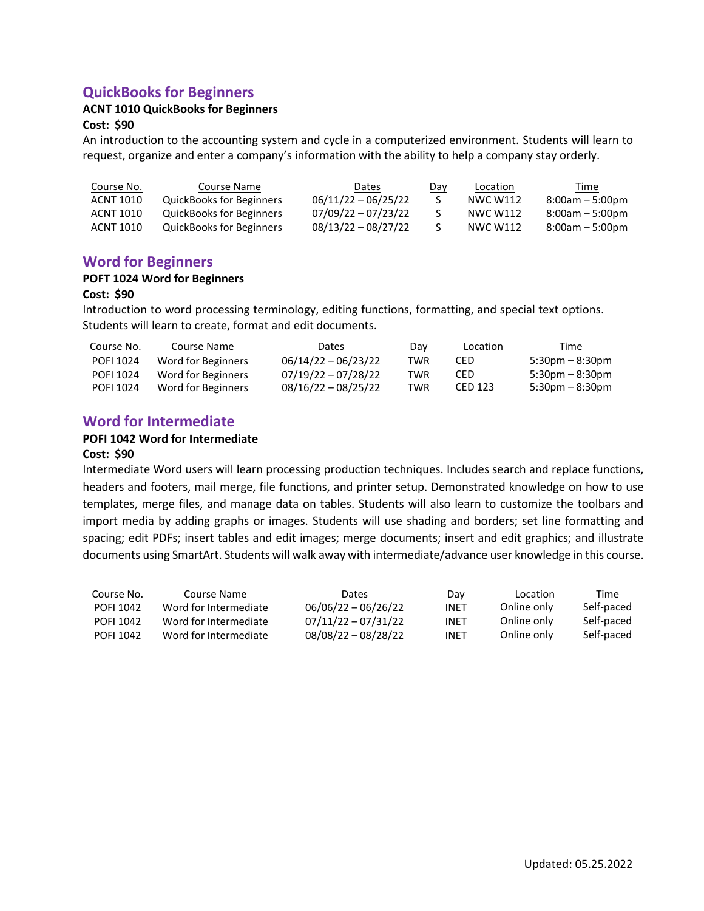## QuickBooks for Beginners

**ACNT 1010 QuickBooks for Beginners**

**Cost: $90**

An introduction to the accounting system and cycle in a computerized environment. Students will learn to request, organize and enter a company's information with the ability to help a company stay orderly.

| Course No. | Course Name | Dates | Day | Location | Time |
|---|---|---|---|---|---|
| ACNT 1010 | QuickBooks for Beginners | 06/11/22 – 06/25/22 | S | NWC W112 | 8:00am – 5:00pm |
| ACNT 1010 | QuickBooks for Beginners | 07/09/22 – 07/23/22 | S | NWC W112 | 8:00am – 5:00pm |
| ACNT 1010 | QuickBooks for Beginners | 08/13/22 – 08/27/22 | S | NWC W112 | 8:00am – 5:00pm |

## Word for Beginners

**POFT 1024 Word for Beginners**

**Cost: $90**

Introduction to word processing terminology, editing functions, formatting, and special text options. Students will learn to create, format and edit documents.

| Course No. | Course Name | Dates | Day | Location | Time |
|---|---|---|---|---|---|
| POFI 1024 | Word for Beginners | 06/14/22 – 06/23/22 | TWR | CED | 5:30pm – 8:30pm |
| POFI 1024 | Word for Beginners | 07/19/22 – 07/28/22 | TWR | CED | 5:30pm – 8:30pm |
| POFI 1024 | Word for Beginners | 08/16/22 – 08/25/22 | TWR | CED 123 | 5:30pm – 8:30pm |

## Word for Intermediate

**POFI 1042 Word for Intermediate**

**Cost: $90**

Intermediate Word users will learn processing production techniques. Includes search and replace functions, headers and footers, mail merge, file functions, and printer setup. Demonstrated knowledge on how to use templates, merge files, and manage data on tables. Students will also learn to customize the toolbars and import media by adding graphs or images. Students will use shading and borders; set line formatting and spacing; edit PDFs; insert tables and edit images; merge documents; insert and edit graphics; and illustrate documents using SmartArt. Students will walk away with intermediate/advance user knowledge in this course.

| Course No. | Course Name | Dates | Day | Location | Time |
|---|---|---|---|---|---|
| POFI 1042 | Word for Intermediate | 06/06/22 – 06/26/22 | INET | Online only | Self-paced |
| POFI 1042 | Word for Intermediate | 07/11/22 – 07/31/22 | INET | Online only | Self-paced |
| POFI 1042 | Word for Intermediate | 08/08/22 – 08/28/22 | INET | Online only | Self-paced |

Updated: 05.25.2022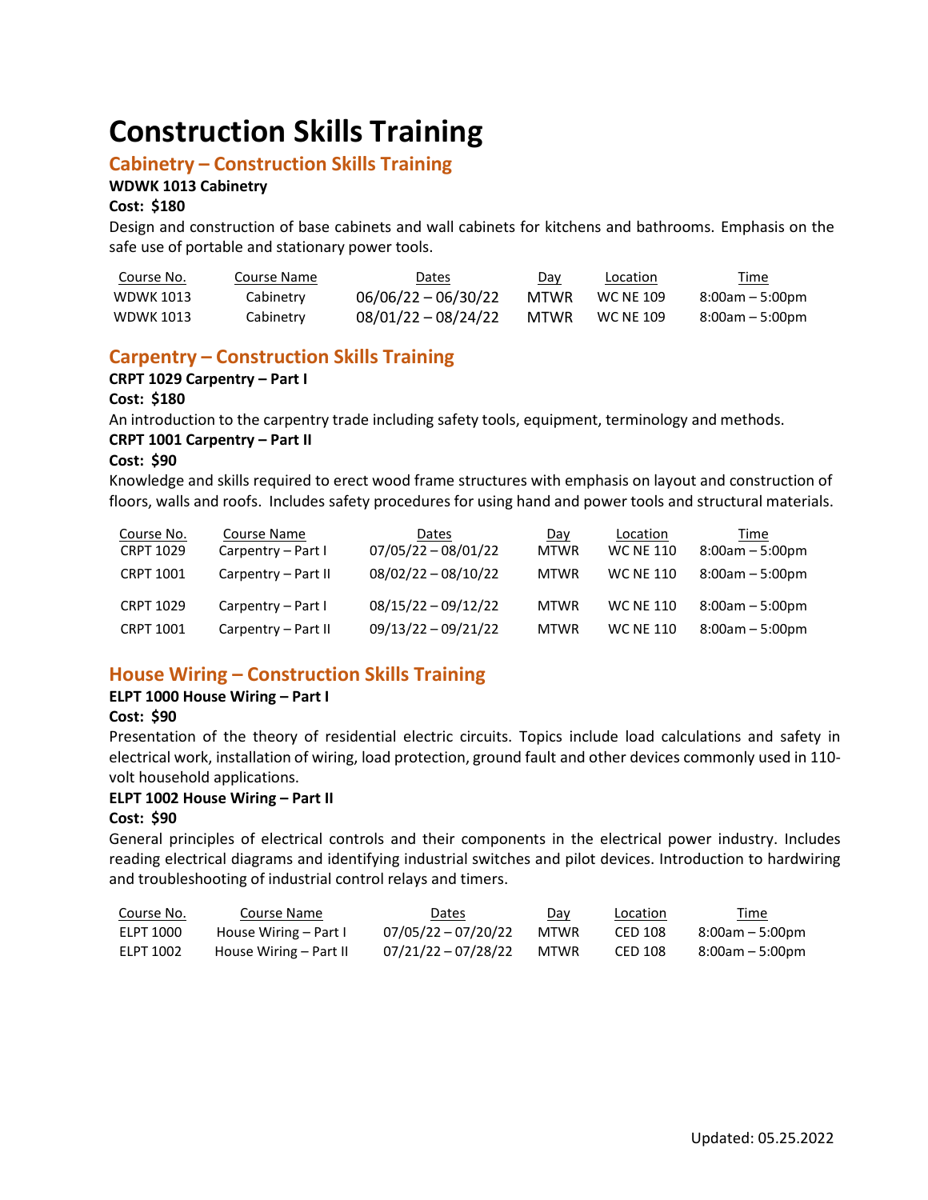# Construction Skills Training

## Cabinetry – Construction Skills Training

**WDWK 1013 Cabinetry**

**Cost: $180**

Design and construction of base cabinets and wall cabinets for kitchens and bathrooms. Emphasis on the safe use of portable and stationary power tools.

| Course No. | Course Name | Dates | Day | Location | Time |
|---|---|---|---|---|---|
| WDWK 1013 | Cabinetry | 06/06/22 – 06/30/22 | MTWR | WC NE 109 | 8:00am – 5:00pm |
| WDWK 1013 | Cabinetry | 08/01/22 – 08/24/22 | MTWR | WC NE 109 | 8:00am – 5:00pm |

## Carpentry – Construction Skills Training

**CRPT 1029 Carpentry – Part I**

**Cost: $180**

An introduction to the carpentry trade including safety tools, equipment, terminology and methods.

**CRPT 1001 Carpentry – Part II**

**Cost: $90**

Knowledge and skills required to erect wood frame structures with emphasis on layout and construction of floors, walls and roofs. Includes safety procedures for using hand and power tools and structural materials.

| Course No. | Course Name | Dates | Day | Location | Time |
|---|---|---|---|---|---|
| CRPT 1029 | Carpentry – Part I | 07/05/22 – 08/01/22 | MTWR | WC NE 110 | 8:00am – 5:00pm |
| CRPT 1001 | Carpentry – Part II | 08/02/22 – 08/10/22 | MTWR | WC NE 110 | 8:00am – 5:00pm |
| CRPT 1029 | Carpentry – Part I | 08/15/22 – 09/12/22 | MTWR | WC NE 110 | 8:00am – 5:00pm |
| CRPT 1001 | Carpentry – Part II | 09/13/22 – 09/21/22 | MTWR | WC NE 110 | 8:00am – 5:00pm |

## House Wiring – Construction Skills Training

**ELPT 1000 House Wiring – Part I**

**Cost: $90**

Presentation of the theory of residential electric circuits. Topics include load calculations and safety in electrical work, installation of wiring, load protection, ground fault and other devices commonly used in 110-volt household applications.

**ELPT 1002 House Wiring – Part II**

**Cost: $90**

General principles of electrical controls and their components in the electrical power industry. Includes reading electrical diagrams and identifying industrial switches and pilot devices. Introduction to hardwiring and troubleshooting of industrial control relays and timers.

| Course No. | Course Name | Dates | Day | Location | Time |
|---|---|---|---|---|---|
| ELPT 1000 | House Wiring – Part I | 07/05/22 – 07/20/22 | MTWR | CED 108 | 8:00am – 5:00pm |
| ELPT 1002 | House Wiring – Part II | 07/21/22 – 07/28/22 | MTWR | CED 108 | 8:00am – 5:00pm |

Updated: 05.25.2022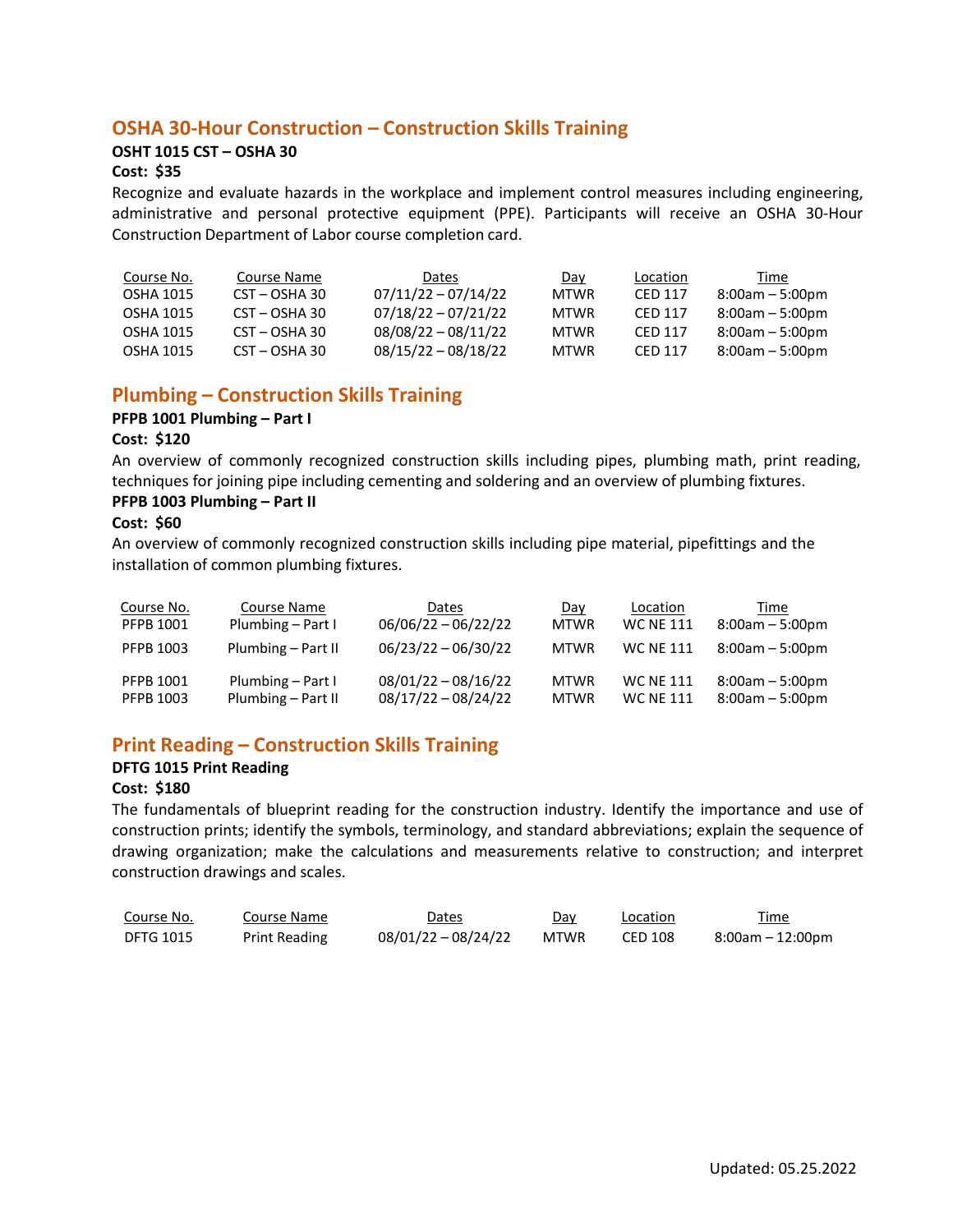## OSHA 30-Hour Construction – Construction Skills Training

**OSHT 1015 CST – OSHA 30**

**Cost: $35**

Recognize and evaluate hazards in the workplace and implement control measures including engineering, administrative and personal protective equipment (PPE). Participants will receive an OSHA 30-Hour Construction Department of Labor course completion card.

| Course No. | Course Name | Dates | Day | Location | Time |
|---|---|---|---|---|---|
| OSHA 1015 | CST – OSHA 30 | 07/11/22 – 07/14/22 | MTWR | CED 117 | 8:00am – 5:00pm |
| OSHA 1015 | CST – OSHA 30 | 07/18/22 – 07/21/22 | MTWR | CED 117 | 8:00am – 5:00pm |
| OSHA 1015 | CST – OSHA 30 | 08/08/22 – 08/11/22 | MTWR | CED 117 | 8:00am – 5:00pm |
| OSHA 1015 | CST – OSHA 30 | 08/15/22 – 08/18/22 | MTWR | CED 117 | 8:00am – 5:00pm |

## Plumbing – Construction Skills Training

**PFPB 1001 Plumbing – Part I**

**Cost: $120**

An overview of commonly recognized construction skills including pipes, plumbing math, print reading, techniques for joining pipe including cementing and soldering and an overview of plumbing fixtures.

**PFPB 1003 Plumbing – Part II**

**Cost: $60**

An overview of commonly recognized construction skills including pipe material, pipefittings and the installation of common plumbing fixtures.

| Course No. | Course Name | Dates | Day | Location | Time |
|---|---|---|---|---|---|
| PFPB 1001 | Plumbing – Part I | 06/06/22 – 06/22/22 | MTWR | WC NE 111 | 8:00am – 5:00pm |
| PFPB 1003 | Plumbing – Part II | 06/23/22 – 06/30/22 | MTWR | WC NE 111 | 8:00am – 5:00pm |
| PFPB 1001 | Plumbing – Part I | 08/01/22 – 08/16/22 | MTWR | WC NE 111 | 8:00am – 5:00pm |
| PFPB 1003 | Plumbing – Part II | 08/17/22 – 08/24/22 | MTWR | WC NE 111 | 8:00am – 5:00pm |

## Print Reading – Construction Skills Training

**DFTG 1015 Print Reading**

**Cost: $180**

The fundamentals of blueprint reading for the construction industry. Identify the importance and use of construction prints; identify the symbols, terminology, and standard abbreviations; explain the sequence of drawing organization; make the calculations and measurements relative to construction; and interpret construction drawings and scales.

| Course No. | Course Name | Dates | Day | Location | Time |
|---|---|---|---|---|---|
| DFTG 1015 | Print Reading | 08/01/22 – 08/24/22 | MTWR | CED 108 | 8:00am – 12:00pm |

Updated: 05.25.2022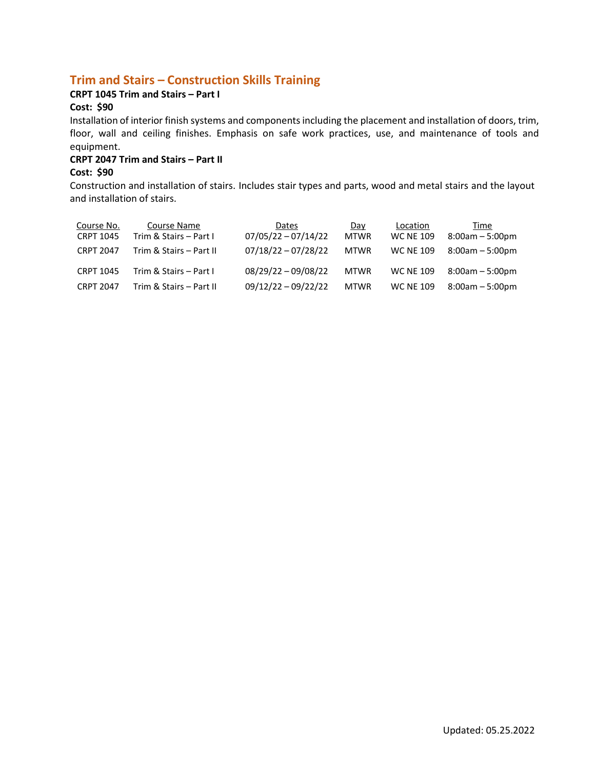## Trim and Stairs – Construction Skills Training

**CRPT 1045 Trim and Stairs – Part I**

**Cost: $90**

Installation of interior finish systems and components including the placement and installation of doors, trim, floor, wall and ceiling finishes. Emphasis on safe work practices, use, and maintenance of tools and equipment.

**CRPT 2047 Trim and Stairs – Part II**

**Cost: $90**

Construction and installation of stairs. Includes stair types and parts, wood and metal stairs and the layout and installation of stairs.

| Course No. | Course Name | Dates | Day | Location | Time |
|---|---|---|---|---|---|
| CRPT 1045 | Trim & Stairs – Part I | 07/05/22 – 07/14/22 | MTWR | WC NE 109 | 8:00am – 5:00pm |
| CRPT 2047 | Trim & Stairs – Part II | 07/18/22 – 07/28/22 | MTWR | WC NE 109 | 8:00am – 5:00pm |
| CRPT 1045 | Trim & Stairs – Part I | 08/29/22 – 09/08/22 | MTWR | WC NE 109 | 8:00am – 5:00pm |
| CRPT 2047 | Trim & Stairs – Part II | 09/12/22 – 09/22/22 | MTWR | WC NE 109 | 8:00am – 5:00pm |

Updated: 05.25.2022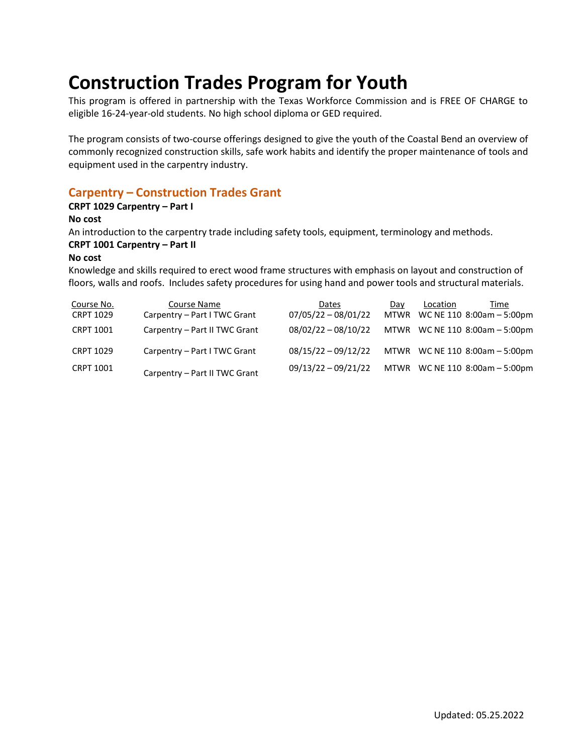# Construction Trades Program for Youth

This program is offered in partnership with the Texas Workforce Commission and is FREE OF CHARGE to eligible 16-24-year-old students. No high school diploma or GED required.

The program consists of two-course offerings designed to give the youth of the Coastal Bend an overview of commonly recognized construction skills, safe work habits and identify the proper maintenance of tools and equipment used in the carpentry industry.

## Carpentry – Construction Trades Grant

**CRPT 1029 Carpentry – Part I**

**No cost**

An introduction to the carpentry trade including safety tools, equipment, terminology and methods.

**CRPT 1001 Carpentry – Part II**

**No cost**

Knowledge and skills required to erect wood frame structures with emphasis on layout and construction of floors, walls and roofs. Includes safety procedures for using hand and power tools and structural materials.

| Course No. | Course Name | Dates | Day | Location | Time |
|---|---|---|---|---|---|
| CRPT 1029 | Carpentry – Part I TWC Grant | 07/05/22 – 08/01/22 | MTWR | WC NE 110 | 8:00am – 5:00pm |
| CRPT 1001 | Carpentry – Part II TWC Grant | 08/02/22 – 08/10/22 | MTWR | WC NE 110 | 8:00am – 5:00pm |
| CRPT 1029 | Carpentry – Part I TWC Grant | 08/15/22 – 09/12/22 | MTWR | WC NE 110 | 8:00am – 5:00pm |
| CRPT 1001 | Carpentry – Part II TWC Grant | 09/13/22 – 09/21/22 | MTWR | WC NE 110 | 8:00am – 5:00pm |

Updated: 05.25.2022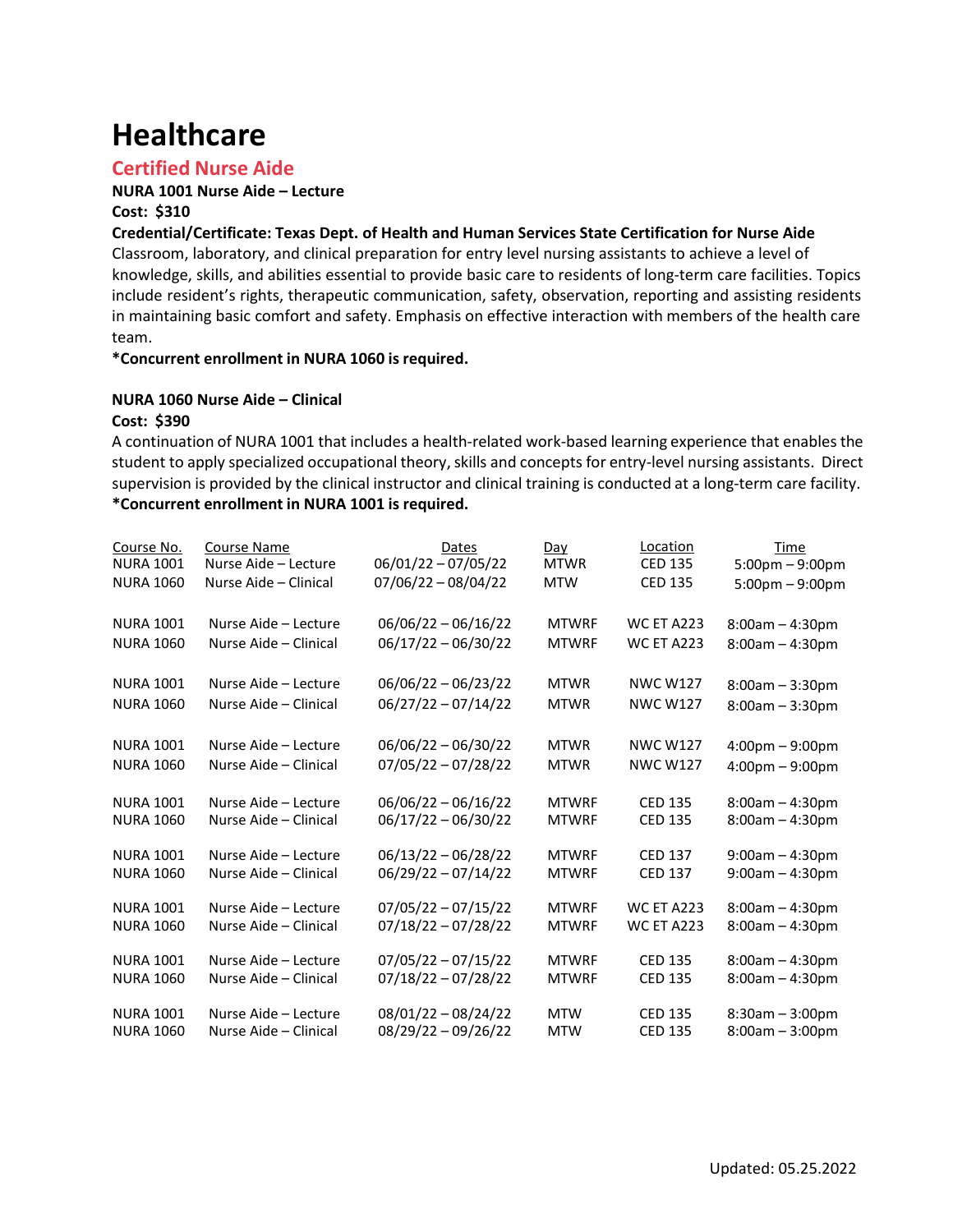# Healthcare

## Certified Nurse Aide

**NURA 1001 Nurse Aide – Lecture**

**Cost: $310**

**Credential/Certificate: Texas Dept. of Health and Human Services State Certification for Nurse Aide**

Classroom, laboratory, and clinical preparation for entry level nursing assistants to achieve a level of knowledge, skills, and abilities essential to provide basic care to residents of long-term care facilities. Topics include resident's rights, therapeutic communication, safety, observation, reporting and assisting residents in maintaining basic comfort and safety. Emphasis on effective interaction with members of the health care team.

***Concurrent enrollment in NURA 1060 is required.**

**NURA 1060 Nurse Aide – Clinical**

**Cost: $390**

A continuation of NURA 1001 that includes a health-related work-based learning experience that enables the student to apply specialized occupational theory, skills and concepts for entry-level nursing assistants. Direct supervision is provided by the clinical instructor and clinical training is conducted at a long-term care facility.

***Concurrent enrollment in NURA 1001 is required.**

| Course No. | Course Name | Dates | Day | Location | Time |
|---|---|---|---|---|---|
| NURA 1001 | Nurse Aide – Lecture | 06/01/22 – 07/05/22 | MTWR | CED 135 | 5:00pm – 9:00pm |
| NURA 1060 | Nurse Aide – Clinical | 07/06/22 – 08/04/22 | MTW | CED 135 | 5:00pm – 9:00pm |
| NURA 1001 | Nurse Aide – Lecture | 06/06/22 – 06/16/22 | MTWRF | WC ET A223 | 8:00am – 4:30pm |
| NURA 1060 | Nurse Aide – Clinical | 06/17/22 – 06/30/22 | MTWRF | WC ET A223 | 8:00am – 4:30pm |
| NURA 1001 | Nurse Aide – Lecture | 06/06/22 – 06/23/22 | MTWR | NWC W127 | 8:00am – 3:30pm |
| NURA 1060 | Nurse Aide – Clinical | 06/27/22 – 07/14/22 | MTWR | NWC W127 | 8:00am – 3:30pm |
| NURA 1001 | Nurse Aide – Lecture | 06/06/22 – 06/30/22 | MTWR | NWC W127 | 4:00pm – 9:00pm |
| NURA 1060 | Nurse Aide – Clinical | 07/05/22 – 07/28/22 | MTWR | NWC W127 | 4:00pm – 9:00pm |
| NURA 1001 | Nurse Aide – Lecture | 06/06/22 – 06/16/22 | MTWRF | CED 135 | 8:00am – 4:30pm |
| NURA 1060 | Nurse Aide – Clinical | 06/17/22 – 06/30/22 | MTWRF | CED 135 | 8:00am – 4:30pm |
| NURA 1001 | Nurse Aide – Lecture | 06/13/22 – 06/28/22 | MTWRF | CED 137 | 9:00am – 4:30pm |
| NURA 1060 | Nurse Aide – Clinical | 06/29/22 – 07/14/22 | MTWRF | CED 137 | 9:00am – 4:30pm |
| NURA 1001 | Nurse Aide – Lecture | 07/05/22 – 07/15/22 | MTWRF | WC ET A223 | 8:00am – 4:30pm |
| NURA 1060 | Nurse Aide – Clinical | 07/18/22 – 07/28/22 | MTWRF | WC ET A223 | 8:00am – 4:30pm |
| NURA 1001 | Nurse Aide – Lecture | 07/05/22 – 07/15/22 | MTWRF | CED 135 | 8:00am – 4:30pm |
| NURA 1060 | Nurse Aide – Clinical | 07/18/22 – 07/28/22 | MTWRF | CED 135 | 8:00am – 4:30pm |
| NURA 1001 | Nurse Aide – Lecture | 08/01/22 – 08/24/22 | MTW | CED 135 | 8:30am – 3:00pm |
| NURA 1060 | Nurse Aide – Clinical | 08/29/22 – 09/26/22 | MTW | CED 135 | 8:00am – 3:00pm |

Updated: 05.25.2022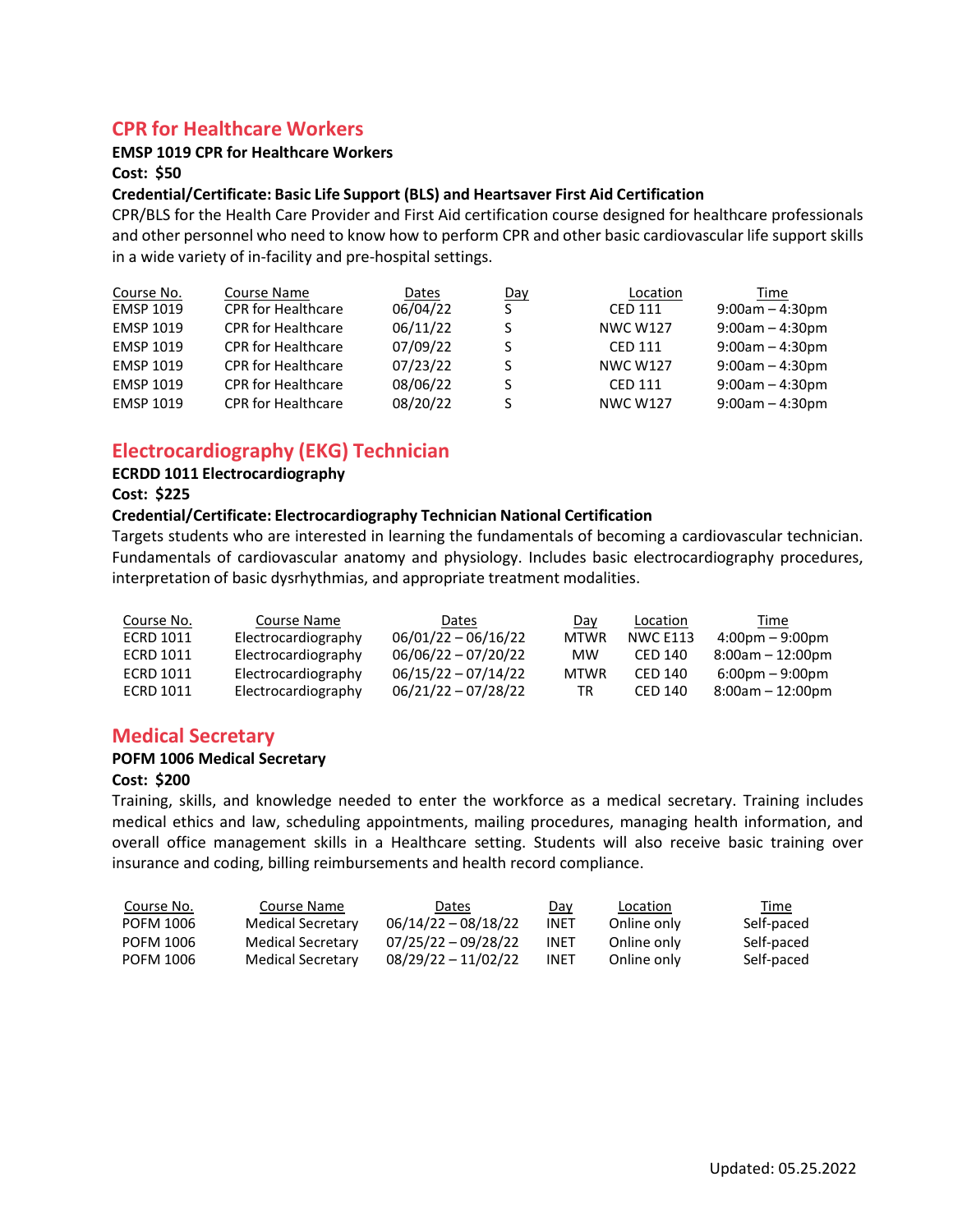## CPR for Healthcare Workers

**EMSP 1019 CPR for Healthcare Workers**

**Cost: $50**

**Credential/Certificate: Basic Life Support (BLS) and Heartsaver First Aid Certification**

CPR/BLS for the Health Care Provider and First Aid certification course designed for healthcare professionals and other personnel who need to know how to perform CPR and other basic cardiovascular life support skills in a wide variety of in-facility and pre-hospital settings.

| Course No. | Course Name | Dates | Day | Location | Time |
|---|---|---|---|---|---|
| EMSP 1019 | CPR for Healthcare | 06/04/22 | S | CED 111 | 9:00am – 4:30pm |
| EMSP 1019 | CPR for Healthcare | 06/11/22 | S | NWC W127 | 9:00am – 4:30pm |
| EMSP 1019 | CPR for Healthcare | 07/09/22 | S | CED 111 | 9:00am – 4:30pm |
| EMSP 1019 | CPR for Healthcare | 07/23/22 | S | NWC W127 | 9:00am – 4:30pm |
| EMSP 1019 | CPR for Healthcare | 08/06/22 | S | CED 111 | 9:00am – 4:30pm |
| EMSP 1019 | CPR for Healthcare | 08/20/22 | S | NWC W127 | 9:00am – 4:30pm |

## Electrocardiography (EKG) Technician

**ECRDD 1011 Electrocardiography**

**Cost: $225**

**Credential/Certificate: Electrocardiography Technician National Certification**

Targets students who are interested in learning the fundamentals of becoming a cardiovascular technician. Fundamentals of cardiovascular anatomy and physiology. Includes basic electrocardiography procedures, interpretation of basic dysrhythmias, and appropriate treatment modalities.

| Course No. | Course Name | Dates | Day | Location | Time |
|---|---|---|---|---|---|
| ECRD 1011 | Electrocardiography | 06/01/22 – 06/16/22 | MTWR | NWC E113 | 4:00pm – 9:00pm |
| ECRD 1011 | Electrocardiography | 06/06/22 – 07/20/22 | MW | CED 140 | 8:00am – 12:00pm |
| ECRD 1011 | Electrocardiography | 06/15/22 – 07/14/22 | MTWR | CED 140 | 6:00pm – 9:00pm |
| ECRD 1011 | Electrocardiography | 06/21/22 – 07/28/22 | TR | CED 140 | 8:00am – 12:00pm |

## Medical Secretary

**POFM 1006 Medical Secretary**

**Cost: $200**

Training, skills, and knowledge needed to enter the workforce as a medical secretary. Training includes medical ethics and law, scheduling appointments, mailing procedures, managing health information, and overall office management skills in a Healthcare setting. Students will also receive basic training over insurance and coding, billing reimbursements and health record compliance.

| Course No. | Course Name | Dates | Day | Location | Time |
|---|---|---|---|---|---|
| POFM 1006 | Medical Secretary | 06/14/22 – 08/18/22 | INET | Online only | Self-paced |
| POFM 1006 | Medical Secretary | 07/25/22 – 09/28/22 | INET | Online only | Self-paced |
| POFM 1006 | Medical Secretary | 08/29/22 – 11/02/22 | INET | Online only | Self-paced |

Updated: 05.25.2022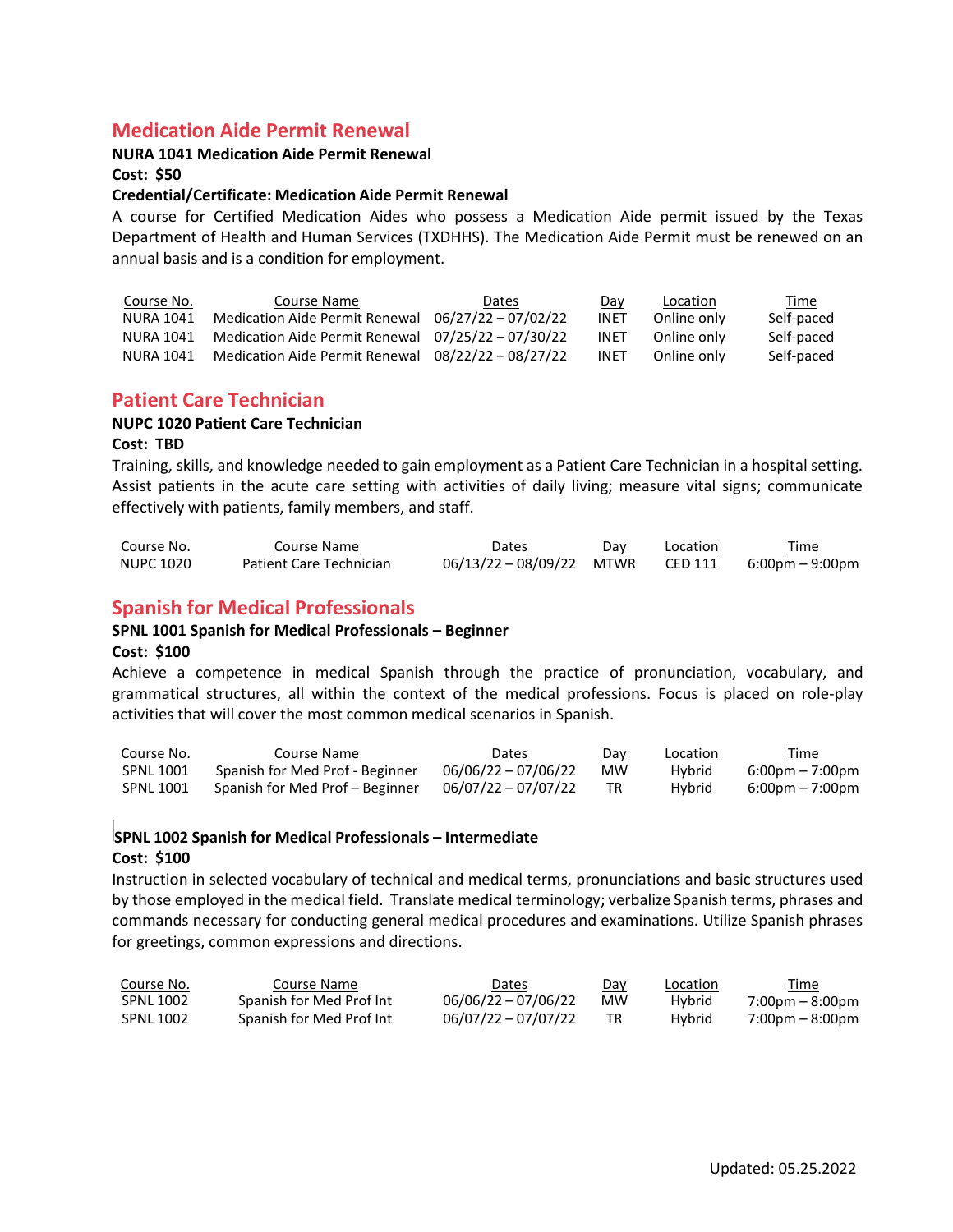## Medication Aide Permit Renewal

**NURA 1041 Medication Aide Permit Renewal**

**Cost: $50**

**Credential/Certificate: Medication Aide Permit Renewal**

A course for Certified Medication Aides who possess a Medication Aide permit issued by the Texas Department of Health and Human Services (TXDHHS). The Medication Aide Permit must be renewed on an annual basis and is a condition for employment.

| Course No. | Course Name | Dates | Day | Location | Time |
|---|---|---|---|---|---|
| NURA 1041 | Medication Aide Permit Renewal | 06/27/22 – 07/02/22 | INET | Online only | Self-paced |
| NURA 1041 | Medication Aide Permit Renewal | 07/25/22 – 07/30/22 | INET | Online only | Self-paced |
| NURA 1041 | Medication Aide Permit Renewal | 08/22/22 – 08/27/22 | INET | Online only | Self-paced |

## Patient Care Technician

**NUPC 1020 Patient Care Technician**

**Cost: TBD**

Training, skills, and knowledge needed to gain employment as a Patient Care Technician in a hospital setting. Assist patients in the acute care setting with activities of daily living; measure vital signs; communicate effectively with patients, family members, and staff.

| Course No. | Course Name | Dates | Day | Location | Time |
|---|---|---|---|---|---|
| NUPC 1020 | Patient Care Technician | 06/13/22 – 08/09/22 | MTWR | CED 111 | 6:00pm – 9:00pm |

## Spanish for Medical Professionals

**SPNL 1001 Spanish for Medical Professionals – Beginner**

**Cost: $100**

Achieve a competence in medical Spanish through the practice of pronunciation, vocabulary, and grammatical structures, all within the context of the medical professions. Focus is placed on role-play activities that will cover the most common medical scenarios in Spanish.

| Course No. | Course Name | Dates | Day | Location | Time |
|---|---|---|---|---|---|
| SPNL 1001 | Spanish for Med Prof - Beginner | 06/06/22 – 07/06/22 | MW | Hybrid | 6:00pm – 7:00pm |
| SPNL 1001 | Spanish for Med Prof – Beginner | 06/07/22 – 07/07/22 | TR | Hybrid | 6:00pm – 7:00pm |

**SPNL 1002 Spanish for Medical Professionals – Intermediate**

**Cost: $100**

Instruction in selected vocabulary of technical and medical terms, pronunciations and basic structures used by those employed in the medical field. Translate medical terminology; verbalize Spanish terms, phrases and commands necessary for conducting general medical procedures and examinations. Utilize Spanish phrases for greetings, common expressions and directions.

| Course No. | Course Name | Dates | Day | Location | Time |
|---|---|---|---|---|---|
| SPNL 1002 | Spanish for Med Prof Int | 06/06/22 – 07/06/22 | MW | Hybrid | 7:00pm – 8:00pm |
| SPNL 1002 | Spanish for Med Prof Int | 06/07/22 – 07/07/22 | TR | Hybrid | 7:00pm – 8:00pm |

Updated: 05.25.2022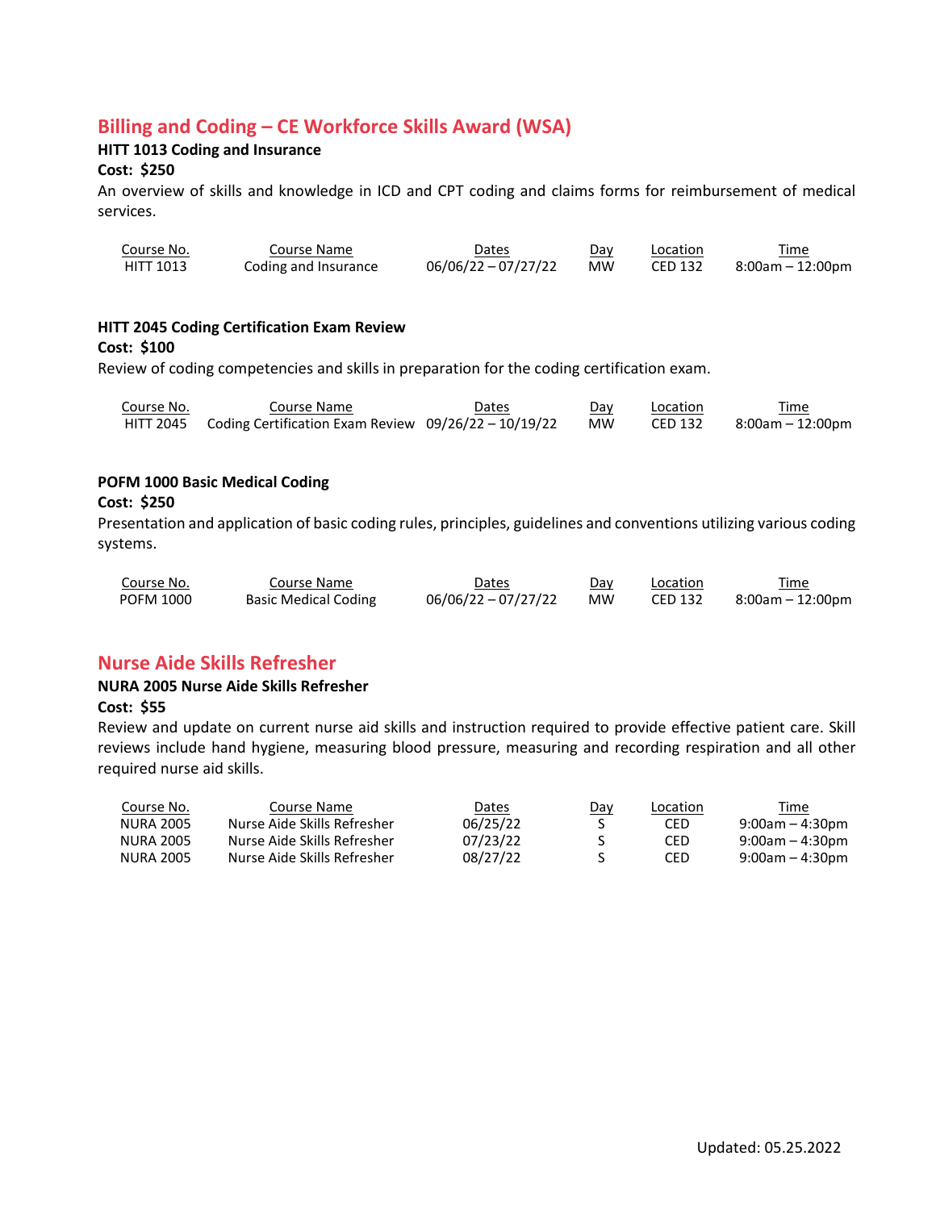## Billing and Coding – CE Workforce Skills Award (WSA)

**HITT 1013 Coding and Insurance**

**Cost: $250**

An overview of skills and knowledge in ICD and CPT coding and claims forms for reimbursement of medical services.

| Course No. | Course Name | Dates | Day | Location | Time |
|---|---|---|---|---|---|
| HITT 1013 | Coding and Insurance | 06/06/22 – 07/27/22 | MW | CED 132 | 8:00am – 12:00pm |

**HITT 2045 Coding Certification Exam Review**

**Cost: $100**

Review of coding competencies and skills in preparation for the coding certification exam.

| Course No. | Course Name | Dates | Day | Location | Time |
|---|---|---|---|---|---|
| HITT 2045 | Coding Certification Exam Review | 09/26/22 – 10/19/22 | MW | CED 132 | 8:00am – 12:00pm |

**POFM 1000 Basic Medical Coding**

**Cost: $250**

Presentation and application of basic coding rules, principles, guidelines and conventions utilizing various coding systems.

| Course No. | Course Name | Dates | Day | Location | Time |
|---|---|---|---|---|---|
| POFM 1000 | Basic Medical Coding | 06/06/22 – 07/27/22 | MW | CED 132 | 8:00am – 12:00pm |

## Nurse Aide Skills Refresher

**NURA 2005 Nurse Aide Skills Refresher**

**Cost: $55**

Review and update on current nurse aid skills and instruction required to provide effective patient care. Skill reviews include hand hygiene, measuring blood pressure, measuring and recording respiration and all other required nurse aid skills.

| Course No. | Course Name | Dates | Day | Location | Time |
|---|---|---|---|---|---|
| NURA 2005 | Nurse Aide Skills Refresher | 06/25/22 | S | CED | 9:00am – 4:30pm |
| NURA 2005 | Nurse Aide Skills Refresher | 07/23/22 | S | CED | 9:00am – 4:30pm |
| NURA 2005 | Nurse Aide Skills Refresher | 08/27/22 | S | CED | 9:00am – 4:30pm |

Updated: 05.25.2022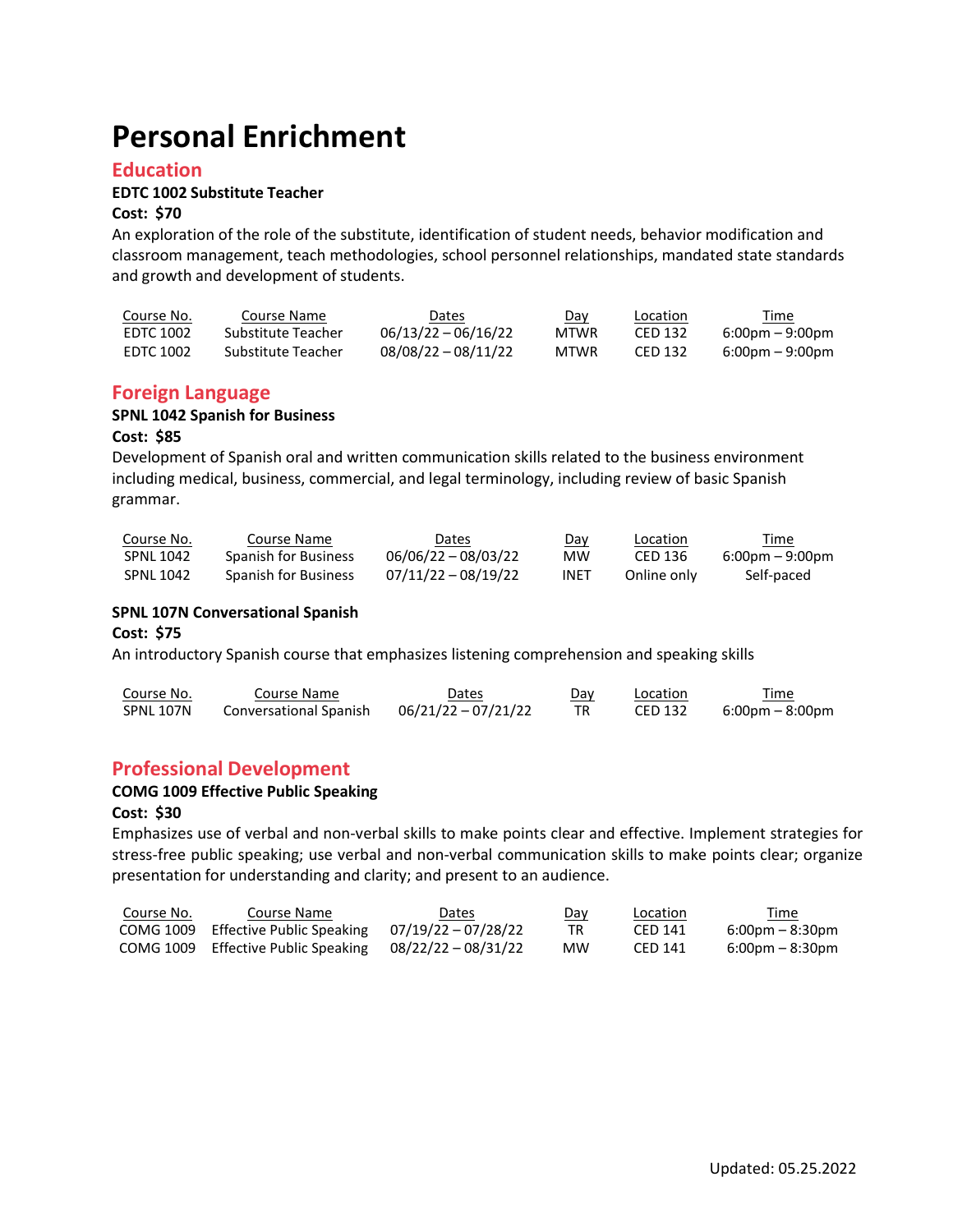# Personal Enrichment

## Education

**EDTC 1002 Substitute Teacher**

**Cost: $70**

An exploration of the role of the substitute, identification of student needs, behavior modification and classroom management, teach methodologies, school personnel relationships, mandated state standards and growth and development of students.

| Course No. | Course Name | Dates | Day | Location | Time |
|---|---|---|---|---|---|
| EDTC 1002 | Substitute Teacher | 06/13/22 – 06/16/22 | MTWR | CED 132 | 6:00pm – 9:00pm |
| EDTC 1002 | Substitute Teacher | 08/08/22 – 08/11/22 | MTWR | CED 132 | 6:00pm – 9:00pm |

## Foreign Language

**SPNL 1042 Spanish for Business**

**Cost: $85**

Development of Spanish oral and written communication skills related to the business environment including medical, business, commercial, and legal terminology, including review of basic Spanish grammar.

| Course No. | Course Name | Dates | Day | Location | Time |
|---|---|---|---|---|---|
| SPNL 1042 | Spanish for Business | 06/06/22 – 08/03/22 | MW | CED 136 | 6:00pm – 9:00pm |
| SPNL 1042 | Spanish for Business | 07/11/22 – 08/19/22 | INET | Online only | Self-paced |

**SPNL 107N Conversational Spanish**

**Cost: $75**

An introductory Spanish course that emphasizes listening comprehension and speaking skills

| Course No. | Course Name | Dates | Day | Location | Time |
|---|---|---|---|---|---|
| SPNL 107N | Conversational Spanish | 06/21/22 – 07/21/22 | TR | CED 132 | 6:00pm – 8:00pm |

## Professional Development

**COMG 1009 Effective Public Speaking**

**Cost: $30**

Emphasizes use of verbal and non-verbal skills to make points clear and effective. Implement strategies for stress-free public speaking; use verbal and non-verbal communication skills to make points clear; organize presentation for understanding and clarity; and present to an audience.

| Course No. | Course Name | Dates | Day | Location | Time |
|---|---|---|---|---|---|
| COMG 1009 | Effective Public Speaking | 07/19/22 – 07/28/22 | TR | CED 141 | 6:00pm – 8:30pm |
| COMG 1009 | Effective Public Speaking | 08/22/22 – 08/31/22 | MW | CED 141 | 6:00pm – 8:30pm |

Updated: 05.25.2022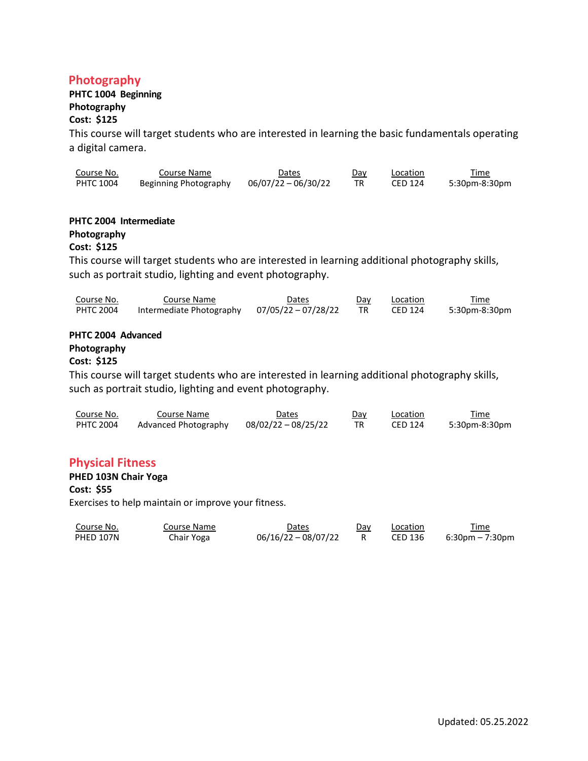## Photography

**PHTC 1004 Beginning Photography**
**Cost: $125**

This course will target students who are interested in learning the basic fundamentals operating a digital camera.

| Course No. | Course Name | Dates | Day | Location | Time |
|---|---|---|---|---|---|
| PHTC 1004 | Beginning Photography | 06/07/22 – 06/30/22 | TR | CED 124 | 5:30pm-8:30pm |

**PHTC 2004 Intermediate Photography**
**Cost: $125**

This course will target students who are interested in learning additional photography skills, such as portrait studio, lighting and event photography.

| Course No. | Course Name | Dates | Day | Location | Time |
|---|---|---|---|---|---|
| PHTC 2004 | Intermediate Photography | 07/05/22 – 07/28/22 | TR | CED 124 | 5:30pm-8:30pm |

**PHTC 2004 Advanced Photography**
**Cost: $125**

This course will target students who are interested in learning additional photography skills, such as portrait studio, lighting and event photography.

| Course No. | Course Name | Dates | Day | Location | Time |
|---|---|---|---|---|---|
| PHTC 2004 | Advanced Photography | 08/02/22 – 08/25/22 | TR | CED 124 | 5:30pm-8:30pm |

## Physical Fitness

**PHED 103N Chair Yoga**
**Cost: $55**

Exercises to help maintain or improve your fitness.

| Course No. | Course Name | Dates | Day | Location | Time |
|---|---|---|---|---|---|
| PHED 107N | Chair Yoga | 06/16/22 – 08/07/22 | R | CED 136 | 6:30pm – 7:30pm |

Updated: 05.25.2022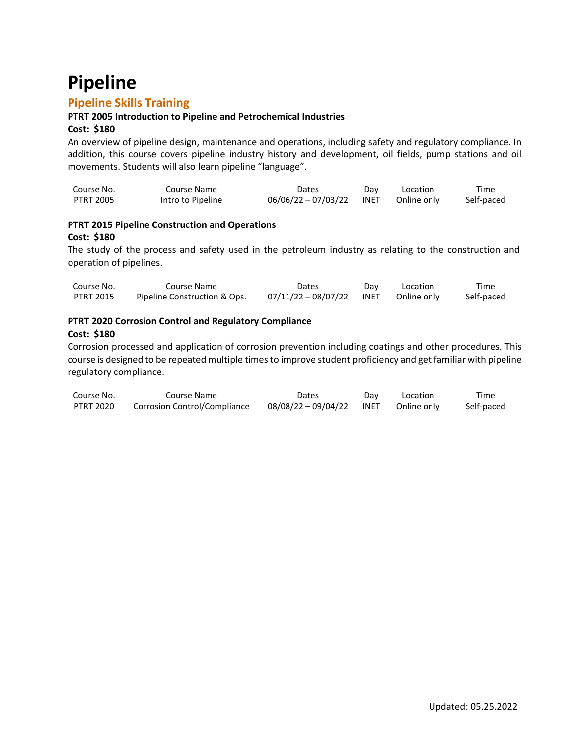# Pipeline

## Pipeline Skills Training

**PTRT 2005 Introduction to Pipeline and Petrochemical Industries**

**Cost: $180**

An overview of pipeline design, maintenance and operations, including safety and regulatory compliance. In addition, this course covers pipeline industry history and development, oil fields, pump stations and oil movements. Students will also learn pipeline "language".

| Course No. | Course Name | Dates | Day | Location | Time |
|---|---|---|---|---|---|
| PTRT 2005 | Intro to Pipeline | 06/06/22 – 07/03/22 | INET | Online only | Self-paced |

**PTRT 2015 Pipeline Construction and Operations**

**Cost: $180**

The study of the process and safety used in the petroleum industry as relating to the construction and operation of pipelines.

| Course No. | Course Name | Dates | Day | Location | Time |
|---|---|---|---|---|---|
| PTRT 2015 | Pipeline Construction & Ops. | 07/11/22 – 08/07/22 | INET | Online only | Self-paced |

**PTRT 2020 Corrosion Control and Regulatory Compliance**

**Cost: $180**

Corrosion processed and application of corrosion prevention including coatings and other procedures. This course is designed to be repeated multiple times to improve student proficiency and get familiar with pipeline regulatory compliance.

| Course No. | Course Name | Dates | Day | Location | Time |
|---|---|---|---|---|---|
| PTRT 2020 | Corrosion Control/Compliance | 08/08/22 – 09/04/22 | INET | Online only | Self-paced |

Updated: 05.25.2022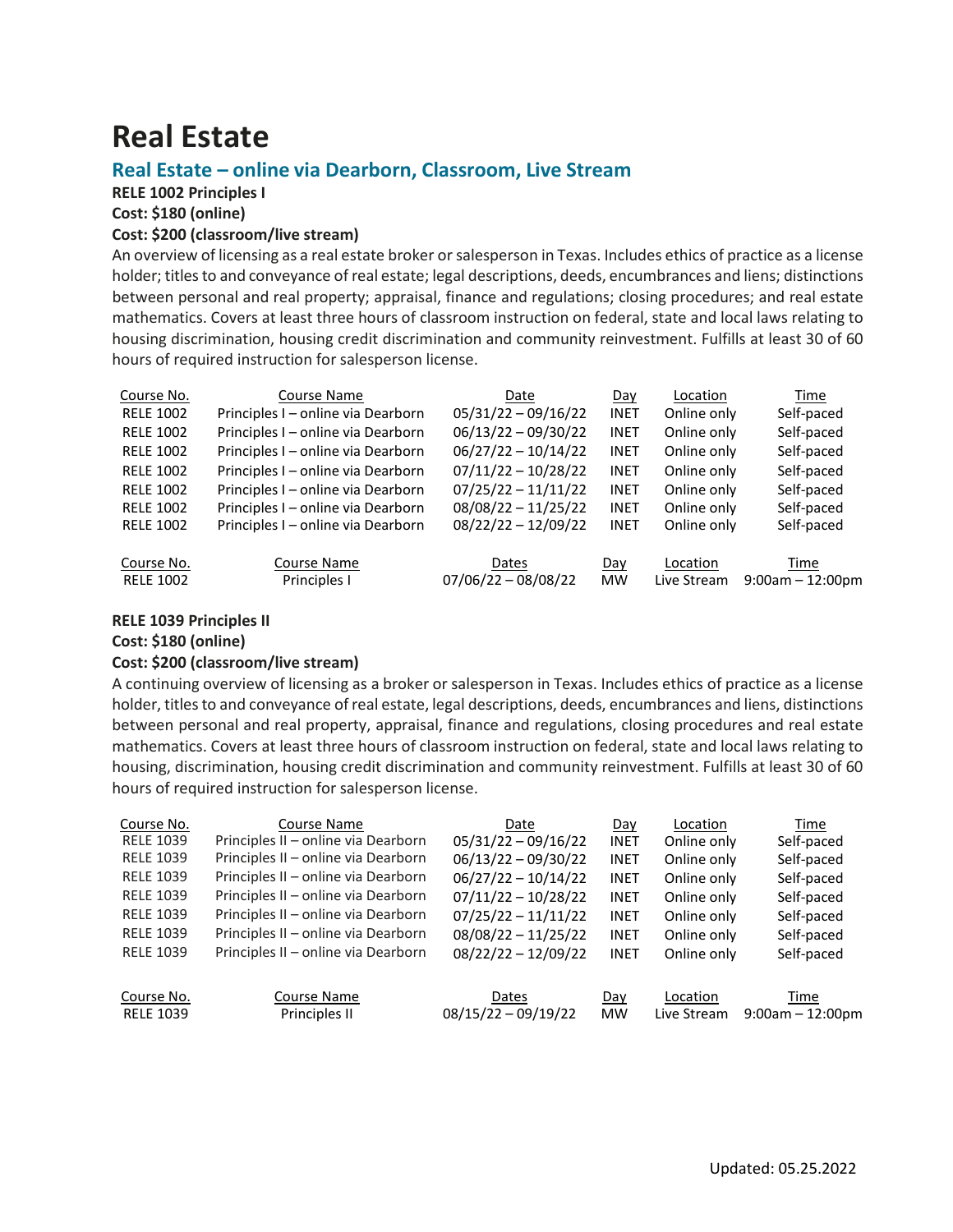# Real Estate

## Real Estate – online via Dearborn, Classroom, Live Stream

**RELE 1002 Principles I**

**Cost: $180 (online)**

**Cost: $200 (classroom/live stream)**

An overview of licensing as a real estate broker or salesperson in Texas. Includes ethics of practice as a license holder; titles to and conveyance of real estate; legal descriptions, deeds, encumbrances and liens; distinctions between personal and real property; appraisal, finance and regulations; closing procedures; and real estate mathematics. Covers at least three hours of classroom instruction on federal, state and local laws relating to housing discrimination, housing credit discrimination and community reinvestment. Fulfills at least 30 of 60 hours of required instruction for salesperson license.

| Course No. | Course Name | Date | Day | Location | Time |
|---|---|---|---|---|---|
| RELE 1002 | Principles I – online via Dearborn | 05/31/22 – 09/16/22 | INET | Online only | Self-paced |
| RELE 1002 | Principles I – online via Dearborn | 06/13/22 – 09/30/22 | INET | Online only | Self-paced |
| RELE 1002 | Principles I – online via Dearborn | 06/27/22 – 10/14/22 | INET | Online only | Self-paced |
| RELE 1002 | Principles I – online via Dearborn | 07/11/22 – 10/28/22 | INET | Online only | Self-paced |
| RELE 1002 | Principles I – online via Dearborn | 07/25/22 – 11/11/22 | INET | Online only | Self-paced |
| RELE 1002 | Principles I – online via Dearborn | 08/08/22 – 11/25/22 | INET | Online only | Self-paced |
| RELE 1002 | Principles I – online via Dearborn | 08/22/22 – 12/09/22 | INET | Online only | Self-paced |

| Course No. | Course Name | Dates | Day | Location | Time |
|---|---|---|---|---|---|
| RELE 1002 | Principles I | 07/06/22 – 08/08/22 | MW | Live Stream | 9:00am – 12:00pm |

**RELE 1039 Principles II**

**Cost: $180 (online)**

**Cost: $200 (classroom/live stream)**

A continuing overview of licensing as a broker or salesperson in Texas. Includes ethics of practice as a license holder, titles to and conveyance of real estate, legal descriptions, deeds, encumbrances and liens, distinctions between personal and real property, appraisal, finance and regulations, closing procedures and real estate mathematics. Covers at least three hours of classroom instruction on federal, state and local laws relating to housing, discrimination, housing credit discrimination and community reinvestment. Fulfills at least 30 of 60 hours of required instruction for salesperson license.

| Course No. | Course Name | Date | Day | Location | Time |
|---|---|---|---|---|---|
| RELE 1039 | Principles II – online via Dearborn | 05/31/22 – 09/16/22 | INET | Online only | Self-paced |
| RELE 1039 | Principles II – online via Dearborn | 06/13/22 – 09/30/22 | INET | Online only | Self-paced |
| RELE 1039 | Principles II – online via Dearborn | 06/27/22 – 10/14/22 | INET | Online only | Self-paced |
| RELE 1039 | Principles II – online via Dearborn | 07/11/22 – 10/28/22 | INET | Online only | Self-paced |
| RELE 1039 | Principles II – online via Dearborn | 07/25/22 – 11/11/22 | INET | Online only | Self-paced |
| RELE 1039 | Principles II – online via Dearborn | 08/08/22 – 11/25/22 | INET | Online only | Self-paced |
| RELE 1039 | Principles II – online via Dearborn | 08/22/22 – 12/09/22 | INET | Online only | Self-paced |

| Course No. | Course Name | Dates | Day | Location | Time |
|---|---|---|---|---|---|
| RELE 1039 | Principles II | 08/15/22 – 09/19/22 | MW | Live Stream | 9:00am – 12:00pm |

Updated: 05.25.2022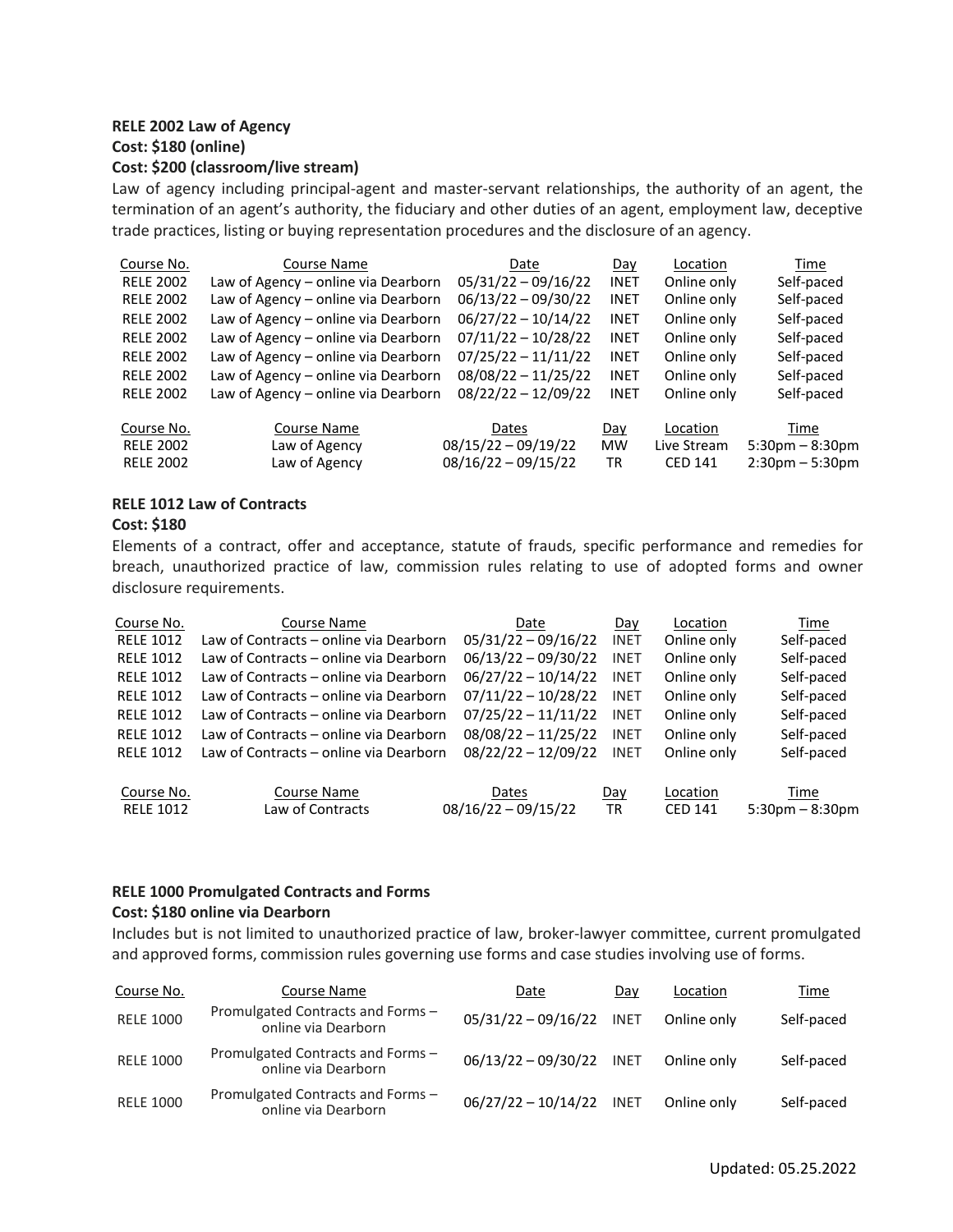**RELE 2002 Law of Agency**
**Cost: $180 (online)**
**Cost: $200 (classroom/live stream)**

Law of agency including principal-agent and master-servant relationships, the authority of an agent, the termination of an agent's authority, the fiduciary and other duties of an agent, employment law, deceptive trade practices, listing or buying representation procedures and the disclosure of an agency.

| Course No. | Course Name | Date | Day | Location | Time |
|---|---|---|---|---|---|
| RELE 2002 | Law of Agency – online via Dearborn | 05/31/22 – 09/16/22 | INET | Online only | Self-paced |
| RELE 2002 | Law of Agency – online via Dearborn | 06/13/22 – 09/30/22 | INET | Online only | Self-paced |
| RELE 2002 | Law of Agency – online via Dearborn | 06/27/22 – 10/14/22 | INET | Online only | Self-paced |
| RELE 2002 | Law of Agency – online via Dearborn | 07/11/22 – 10/28/22 | INET | Online only | Self-paced |
| RELE 2002 | Law of Agency – online via Dearborn | 07/25/22 – 11/11/22 | INET | Online only | Self-paced |
| RELE 2002 | Law of Agency – online via Dearborn | 08/08/22 – 11/25/22 | INET | Online only | Self-paced |
| RELE 2002 | Law of Agency – online via Dearborn | 08/22/22 – 12/09/22 | INET | Online only | Self-paced |

| Course No. | Course Name | Dates | Day | Location | Time |
|---|---|---|---|---|---|
| RELE 2002 | Law of Agency | 08/15/22 – 09/19/22 | MW | Live Stream | 5:30pm – 8:30pm |
| RELE 2002 | Law of Agency | 08/16/22 – 09/15/22 | TR | CED 141 | 2:30pm – 5:30pm |

**RELE 1012 Law of Contracts**
**Cost: $180**

Elements of a contract, offer and acceptance, statute of frauds, specific performance and remedies for breach, unauthorized practice of law, commission rules relating to use of adopted forms and owner disclosure requirements.

| Course No. | Course Name | Date | Day | Location | Time |
|---|---|---|---|---|---|
| RELE 1012 | Law of Contracts – online via Dearborn | 05/31/22 – 09/16/22 | INET | Online only | Self-paced |
| RELE 1012 | Law of Contracts – online via Dearborn | 06/13/22 – 09/30/22 | INET | Online only | Self-paced |
| RELE 1012 | Law of Contracts – online via Dearborn | 06/27/22 – 10/14/22 | INET | Online only | Self-paced |
| RELE 1012 | Law of Contracts – online via Dearborn | 07/11/22 – 10/28/22 | INET | Online only | Self-paced |
| RELE 1012 | Law of Contracts – online via Dearborn | 07/25/22 – 11/11/22 | INET | Online only | Self-paced |
| RELE 1012 | Law of Contracts – online via Dearborn | 08/08/22 – 11/25/22 | INET | Online only | Self-paced |
| RELE 1012 | Law of Contracts – online via Dearborn | 08/22/22 – 12/09/22 | INET | Online only | Self-paced |

| Course No. | Course Name | Dates | Day | Location | Time |
|---|---|---|---|---|---|
| RELE 1012 | Law of Contracts | 08/16/22 – 09/15/22 | TR | CED 141 | 5:30pm – 8:30pm |

**RELE 1000 Promulgated Contracts and Forms**
**Cost: $180 online via Dearborn**

Includes but is not limited to unauthorized practice of law, broker-lawyer committee, current promulgated and approved forms, commission rules governing use forms and case studies involving use of forms.

| Course No. | Course Name | Date | Day | Location | Time |
|---|---|---|---|---|---|
| RELE 1000 | Promulgated Contracts and Forms – online via Dearborn | 05/31/22 – 09/16/22 | INET | Online only | Self-paced |
| RELE 1000 | Promulgated Contracts and Forms – online via Dearborn | 06/13/22 – 09/30/22 | INET | Online only | Self-paced |
| RELE 1000 | Promulgated Contracts and Forms – online via Dearborn | 06/27/22 – 10/14/22 | INET | Online only | Self-paced |

Updated: 05.25.2022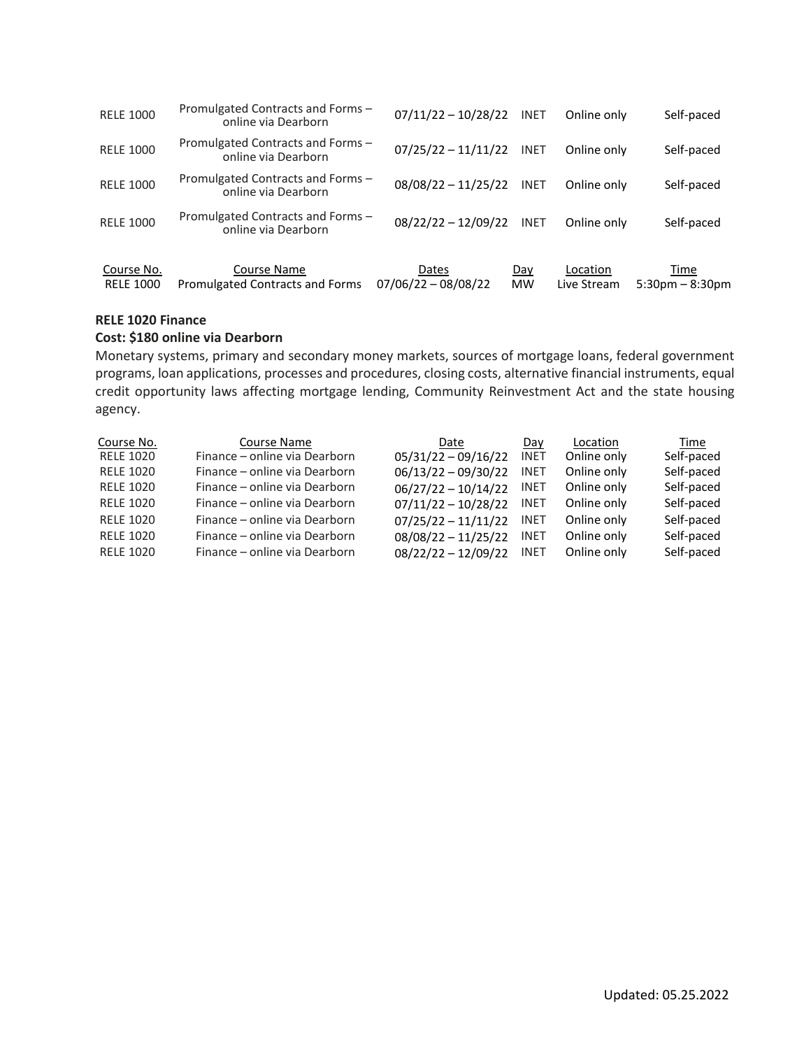| | | | | | |
|---|---|---|---|---|---|
| RELE 1000 | Promulgated Contracts and Forms – online via Dearborn | 07/11/22 – 10/28/22 | INET | Online only | Self-paced |
| RELE 1000 | Promulgated Contracts and Forms – online via Dearborn | 07/25/22 – 11/11/22 | INET | Online only | Self-paced |
| RELE 1000 | Promulgated Contracts and Forms – online via Dearborn | 08/08/22 – 11/25/22 | INET | Online only | Self-paced |
| RELE 1000 | Promulgated Contracts and Forms – online via Dearborn | 08/22/22 – 12/09/22 | INET | Online only | Self-paced |

| Course No. | Course Name | Dates | Day | Location | Time |
|---|---|---|---|---|---|
| RELE 1000 | Promulgated Contracts and Forms | 07/06/22 – 08/08/22 | MW | Live Stream | 5:30pm – 8:30pm |

**RELE 1020 Finance**

**Cost: $180 online via Dearborn**

Monetary systems, primary and secondary money markets, sources of mortgage loans, federal government programs, loan applications, processes and procedures, closing costs, alternative financial instruments, equal credit opportunity laws affecting mortgage lending, Community Reinvestment Act and the state housing agency.

| Course No. | Course Name | Date | Day | Location | Time |
|---|---|---|---|---|---|
| RELE 1020 | Finance – online via Dearborn | 05/31/22 – 09/16/22 | INET | Online only | Self-paced |
| RELE 1020 | Finance – online via Dearborn | 06/13/22 – 09/30/22 | INET | Online only | Self-paced |
| RELE 1020 | Finance – online via Dearborn | 06/27/22 – 10/14/22 | INET | Online only | Self-paced |
| RELE 1020 | Finance – online via Dearborn | 07/11/22 – 10/28/22 | INET | Online only | Self-paced |
| RELE 1020 | Finance – online via Dearborn | 07/25/22 – 11/11/22 | INET | Online only | Self-paced |
| RELE 1020 | Finance – online via Dearborn | 08/08/22 – 11/25/22 | INET | Online only | Self-paced |
| RELE 1020 | Finance – online via Dearborn | 08/22/22 – 12/09/22 | INET | Online only | Self-paced |

Updated: 05.25.2022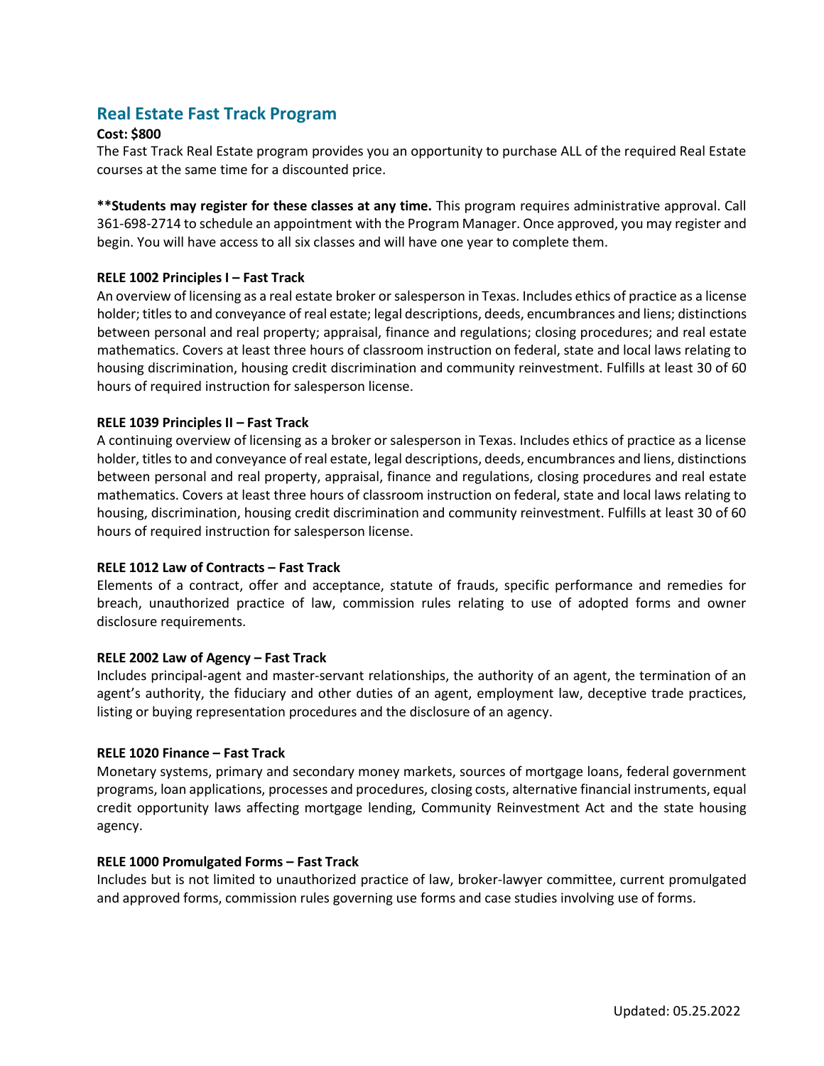## Real Estate Fast Track Program

**Cost: $800**

The Fast Track Real Estate program provides you an opportunity to purchase ALL of the required Real Estate courses at the same time for a discounted price.

****Students may register for these classes at any time.** This program requires administrative approval. Call 361-698-2714 to schedule an appointment with the Program Manager. Once approved, you may register and begin. You will have access to all six classes and will have one year to complete them.

**RELE 1002 Principles I – Fast Track**

An overview of licensing as a real estate broker or salesperson in Texas. Includes ethics of practice as a license holder; titles to and conveyance of real estate; legal descriptions, deeds, encumbrances and liens; distinctions between personal and real property; appraisal, finance and regulations; closing procedures; and real estate mathematics. Covers at least three hours of classroom instruction on federal, state and local laws relating to housing discrimination, housing credit discrimination and community reinvestment. Fulfills at least 30 of 60 hours of required instruction for salesperson license.

**RELE 1039 Principles II – Fast Track**

A continuing overview of licensing as a broker or salesperson in Texas. Includes ethics of practice as a license holder, titles to and conveyance of real estate, legal descriptions, deeds, encumbrances and liens, distinctions between personal and real property, appraisal, finance and regulations, closing procedures and real estate mathematics. Covers at least three hours of classroom instruction on federal, state and local laws relating to housing, discrimination, housing credit discrimination and community reinvestment. Fulfills at least 30 of 60 hours of required instruction for salesperson license.

**RELE 1012 Law of Contracts – Fast Track**

Elements of a contract, offer and acceptance, statute of frauds, specific performance and remedies for breach, unauthorized practice of law, commission rules relating to use of adopted forms and owner disclosure requirements.

**RELE 2002 Law of Agency – Fast Track**

Includes principal-agent and master-servant relationships, the authority of an agent, the termination of an agent's authority, the fiduciary and other duties of an agent, employment law, deceptive trade practices, listing or buying representation procedures and the disclosure of an agency.

**RELE 1020 Finance – Fast Track**

Monetary systems, primary and secondary money markets, sources of mortgage loans, federal government programs, loan applications, processes and procedures, closing costs, alternative financial instruments, equal credit opportunity laws affecting mortgage lending, Community Reinvestment Act and the state housing agency.

**RELE 1000 Promulgated Forms – Fast Track**

Includes but is not limited to unauthorized practice of law, broker-lawyer committee, current promulgated and approved forms, commission rules governing use forms and case studies involving use of forms.

Updated: 05.25.2022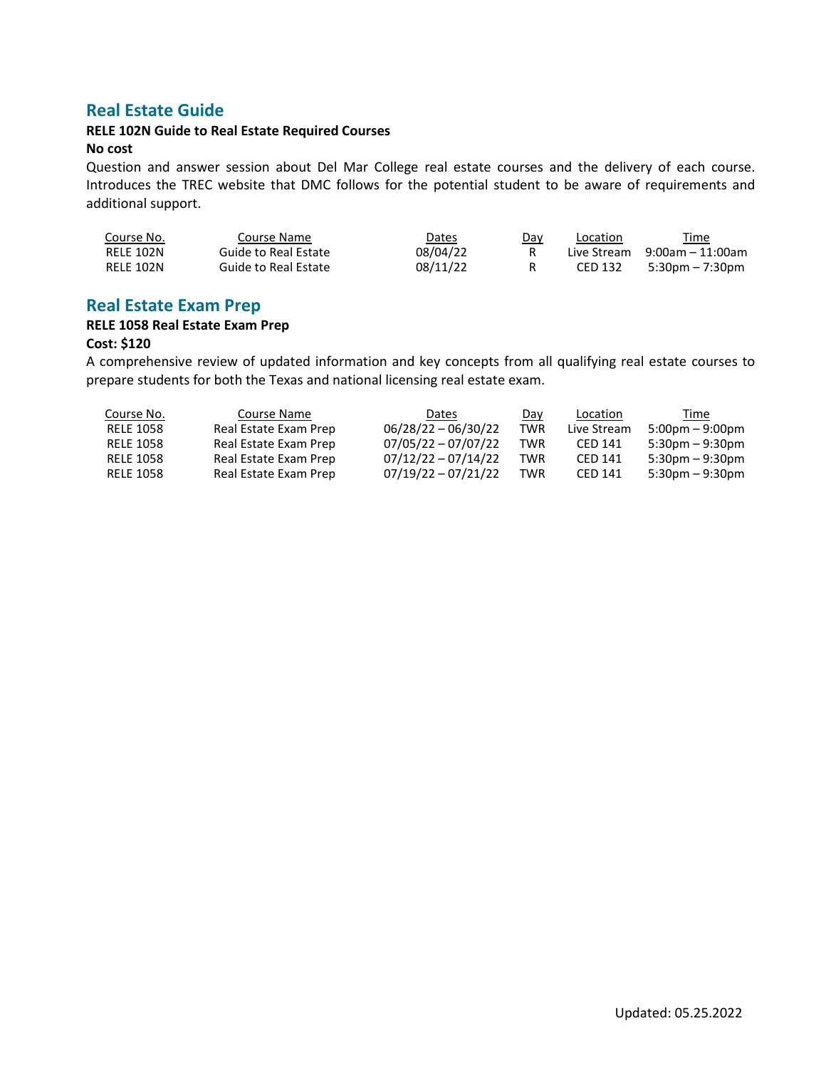## Real Estate Guide

**RELE 102N Guide to Real Estate Required Courses**

**No cost**

Question and answer session about Del Mar College real estate courses and the delivery of each course. Introduces the TREC website that DMC follows for the potential student to be aware of requirements and additional support.

| Course No. | Course Name | Dates | Day | Location | Time |
|---|---|---|---|---|---|
| RELE 102N | Guide to Real Estate | 08/04/22 | R | Live Stream | 9:00am – 11:00am |
| RELE 102N | Guide to Real Estate | 08/11/22 | R | CED 132 | 5:30pm – 7:30pm |

## Real Estate Exam Prep

**RELE 1058 Real Estate Exam Prep**

**Cost: $120**

A comprehensive review of updated information and key concepts from all qualifying real estate courses to prepare students for both the Texas and national licensing real estate exam.

| Course No. | Course Name | Dates | Day | Location | Time |
|---|---|---|---|---|---|
| RELE 1058 | Real Estate Exam Prep | 06/28/22 – 06/30/22 | TWR | Live Stream | 5:00pm – 9:00pm |
| RELE 1058 | Real Estate Exam Prep | 07/05/22 – 07/07/22 | TWR | CED 141 | 5:30pm – 9:30pm |
| RELE 1058 | Real Estate Exam Prep | 07/12/22 – 07/14/22 | TWR | CED 141 | 5:30pm – 9:30pm |
| RELE 1058 | Real Estate Exam Prep | 07/19/22 – 07/21/22 | TWR | CED 141 | 5:30pm – 9:30pm |

Updated: 05.25.2022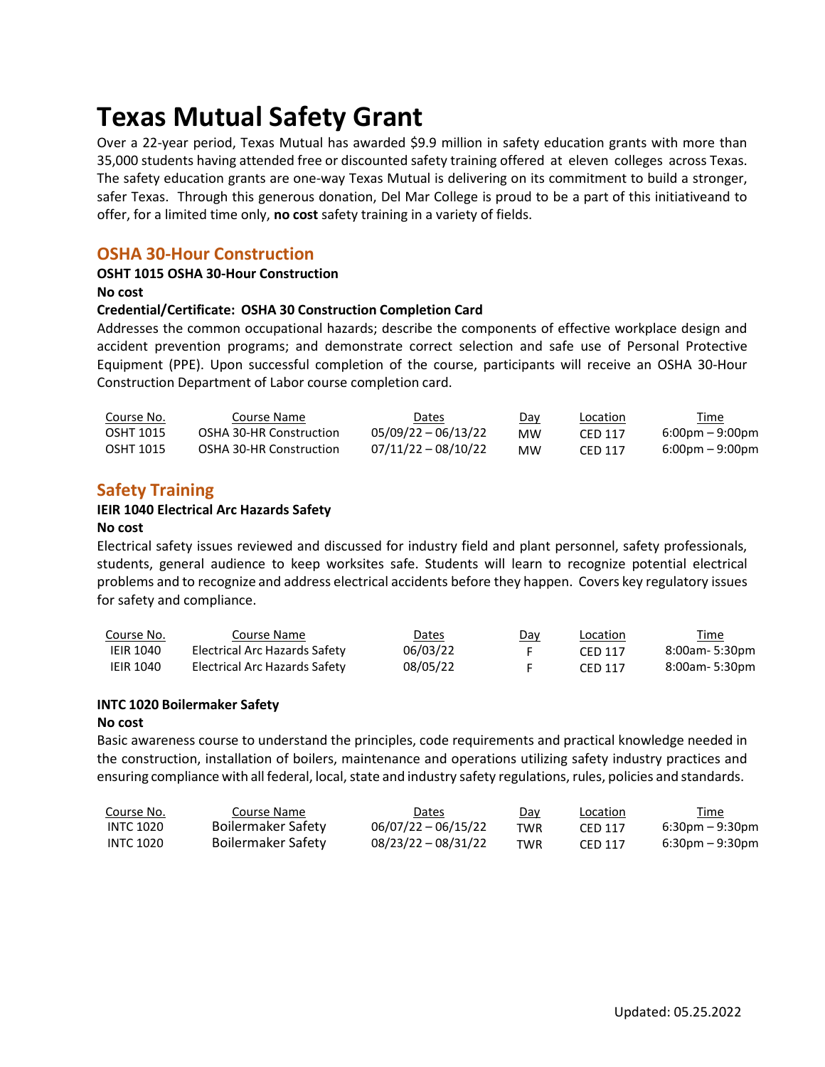# Texas Mutual Safety Grant

Over a 22-year period, Texas Mutual has awarded $9.9 million in safety education grants with more than 35,000 students having attended free or discounted safety training offered at eleven colleges across Texas. The safety education grants are one-way Texas Mutual is delivering on its commitment to build a stronger, safer Texas. Through this generous donation, Del Mar College is proud to be a part of this initiativeand to offer, for a limited time only, **no cost** safety training in a variety of fields.

## OSHA 30-Hour Construction

**OSHT 1015 OSHA 30-Hour Construction**

**No cost**

**Credential/Certificate: OSHA 30 Construction Completion Card**

Addresses the common occupational hazards; describe the components of effective workplace design and accident prevention programs; and demonstrate correct selection and safe use of Personal Protective Equipment (PPE). Upon successful completion of the course, participants will receive an OSHA 30-Hour Construction Department of Labor course completion card.

| Course No. | Course Name | Dates | Day | Location | Time |
|---|---|---|---|---|---|
| OSHT 1015 | OSHA 30-HR Construction | 05/09/22 – 06/13/22 | MW | CED 117 | 6:00pm – 9:00pm |
| OSHT 1015 | OSHA 30-HR Construction | 07/11/22 – 08/10/22 | MW | CED 117 | 6:00pm – 9:00pm |

## Safety Training

**IEIR 1040 Electrical Arc Hazards Safety**

**No cost**

Electrical safety issues reviewed and discussed for industry field and plant personnel, safety professionals, students, general audience to keep worksites safe. Students will learn to recognize potential electrical problems and to recognize and address electrical accidents before they happen. Covers key regulatory issues for safety and compliance.

| Course No. | Course Name | Dates | Day | Location | Time |
|---|---|---|---|---|---|
| IEIR 1040 | Electrical Arc Hazards Safety | 06/03/22 | F | CED 117 | 8:00am- 5:30pm |
| IEIR 1040 | Electrical Arc Hazards Safety | 08/05/22 | F | CED 117 | 8:00am- 5:30pm |

**INTC 1020 Boilermaker Safety**

**No cost**

Basic awareness course to understand the principles, code requirements and practical knowledge needed in the construction, installation of boilers, maintenance and operations utilizing safety industry practices and ensuring compliance with all federal, local, state and industry safety regulations, rules, policies and standards.

| Course No. | Course Name | Dates | Day | Location | Time |
|---|---|---|---|---|---|
| INTC 1020 | Boilermaker Safety | 06/07/22 – 06/15/22 | TWR | CED 117 | 6:30pm – 9:30pm |
| INTC 1020 | Boilermaker Safety | 08/23/22 – 08/31/22 | TWR | CED 117 | 6:30pm – 9:30pm |

Updated: 05.25.2022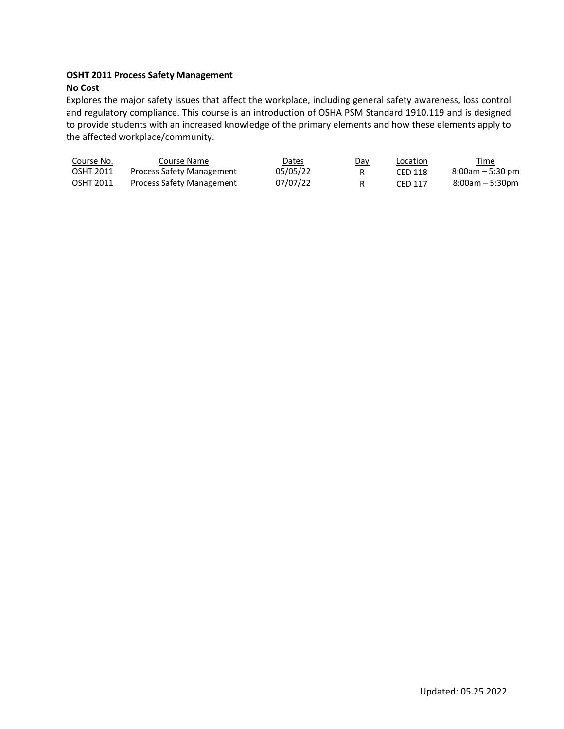**OSHT 2011 Process Safety Management**

**No Cost**

Explores the major safety issues that affect the workplace, including general safety awareness, loss control and regulatory compliance. This course is an introduction of OSHA PSM Standard 1910.119 and is designed to provide students with an increased knowledge of the primary elements and how these elements apply to the affected workplace/community.

| Course No. | Course Name | Dates | Day | Location | Time |
|---|---|---|---|---|---|
| OSHT 2011 | Process Safety Management | 05/05/22 | R | CED 118 | 8:00am – 5:30 pm |
| OSHT 2011 | Process Safety Management | 07/07/22 | R | CED 117 | 8:00am – 5:30pm |

Updated: 05.25.2022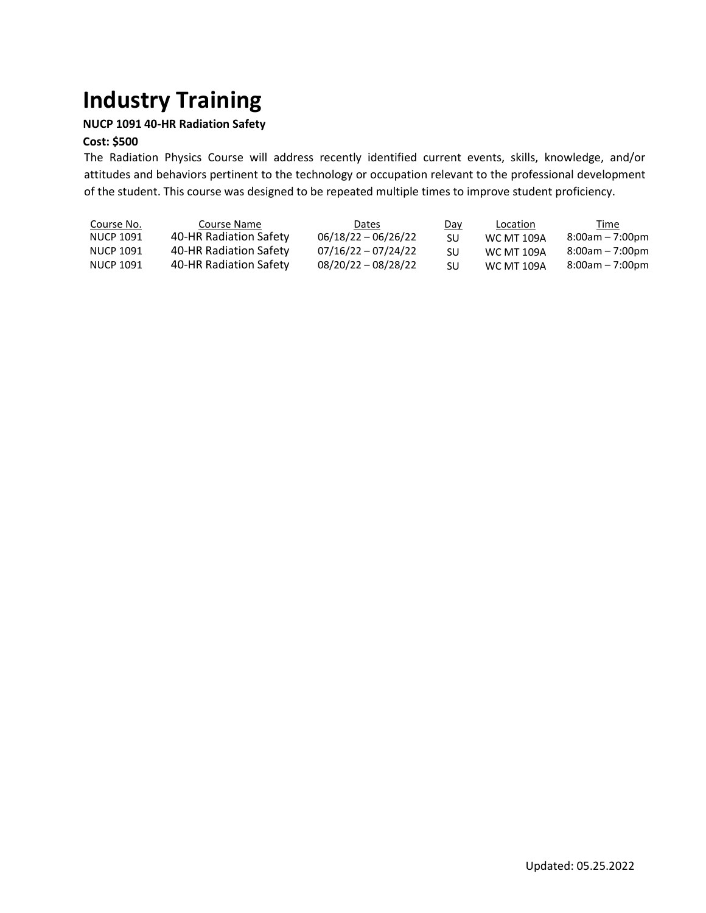# Industry Training

**NUCP 1091 40-HR Radiation Safety**

**Cost: $500**

The Radiation Physics Course will address recently identified current events, skills, knowledge, and/or attitudes and behaviors pertinent to the technology or occupation relevant to the professional development of the student. This course was designed to be repeated multiple times to improve student proficiency.

| Course No. | Course Name | Dates | Day | Location | Time |
|---|---|---|---|---|---|
| NUCP 1091 | 40-HR Radiation Safety | 06/18/22 – 06/26/22 | SU | WC MT 109A | 8:00am – 7:00pm |
| NUCP 1091 | 40-HR Radiation Safety | 07/16/22 – 07/24/22 | SU | WC MT 109A | 8:00am – 7:00pm |
| NUCP 1091 | 40-HR Radiation Safety | 08/20/22 – 08/28/22 | SU | WC MT 109A | 8:00am – 7:00pm |

Updated: 05.25.2022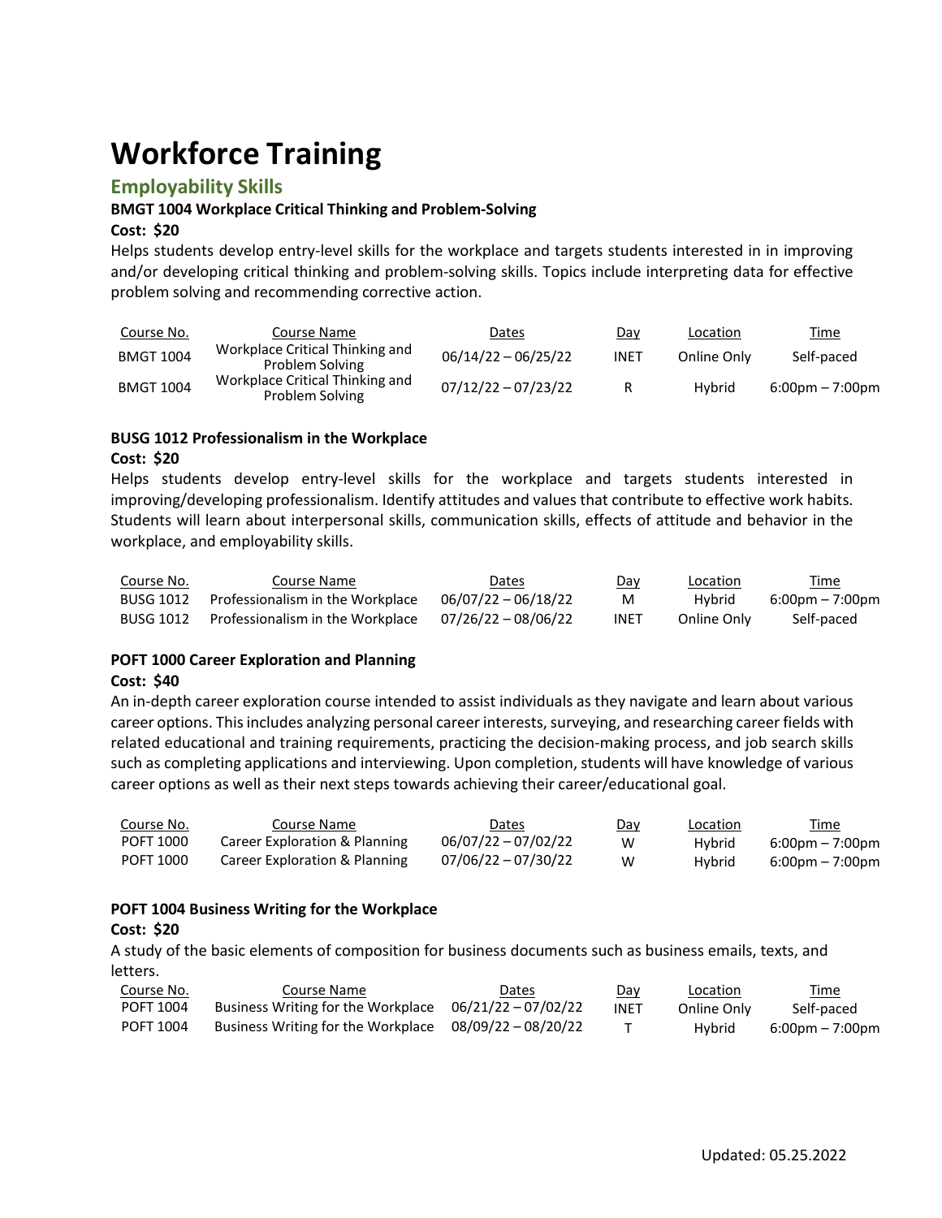# Workforce Training

## Employability Skills

### BMGT 1004 Workplace Critical Thinking and Problem-Solving

**Cost: $20**

Helps students develop entry-level skills for the workplace and targets students interested in in improving and/or developing critical thinking and problem-solving skills. Topics include interpreting data for effective problem solving and recommending corrective action.

| Course No. | Course Name | Dates | Day | Location | Time |
|---|---|---|---|---|---|
| BMGT 1004 | Workplace Critical Thinking and Problem Solving | 06/14/22 – 06/25/22 | INET | Online Only | Self-paced |
| BMGT 1004 | Workplace Critical Thinking and Problem Solving | 07/12/22 – 07/23/22 | R | Hybrid | 6:00pm – 7:00pm |

### BUSG 1012 Professionalism in the Workplace

**Cost: $20**

Helps students develop entry-level skills for the workplace and targets students interested in improving/developing professionalism. Identify attitudes and values that contribute to effective work habits. Students will learn about interpersonal skills, communication skills, effects of attitude and behavior in the workplace, and employability skills.

| Course No. | Course Name | Dates | Day | Location | Time |
|---|---|---|---|---|---|
| BUSG 1012 | Professionalism in the Workplace | 06/07/22 – 06/18/22 | M | Hybrid | 6:00pm – 7:00pm |
| BUSG 1012 | Professionalism in the Workplace | 07/26/22 – 08/06/22 | INET | Online Only | Self-paced |

### POFT 1000 Career Exploration and Planning

**Cost: $40**

An in-depth career exploration course intended to assist individuals as they navigate and learn about various career options. This includes analyzing personal career interests, surveying, and researching career fields with related educational and training requirements, practicing the decision-making process, and job search skills such as completing applications and interviewing. Upon completion, students will have knowledge of various career options as well as their next steps towards achieving their career/educational goal.

| Course No. | Course Name | Dates | Day | Location | Time |
|---|---|---|---|---|---|
| POFT 1000 | Career Exploration & Planning | 06/07/22 – 07/02/22 | W | Hybrid | 6:00pm – 7:00pm |
| POFT 1000 | Career Exploration & Planning | 07/06/22 – 07/30/22 | W | Hybrid | 6:00pm – 7:00pm |

### POFT 1004 Business Writing for the Workplace

**Cost: $20**

A study of the basic elements of composition for business documents such as business emails, texts, and letters.

| Course No. | Course Name | Dates | Day | Location | Time |
|---|---|---|---|---|---|
| POFT 1004 | Business Writing for the Workplace | 06/21/22 – 07/02/22 | INET | Online Only | Self-paced |
| POFT 1004 | Business Writing for the Workplace | 08/09/22 – 08/20/22 | T | Hybrid | 6:00pm – 7:00pm |

Updated: 05.25.2022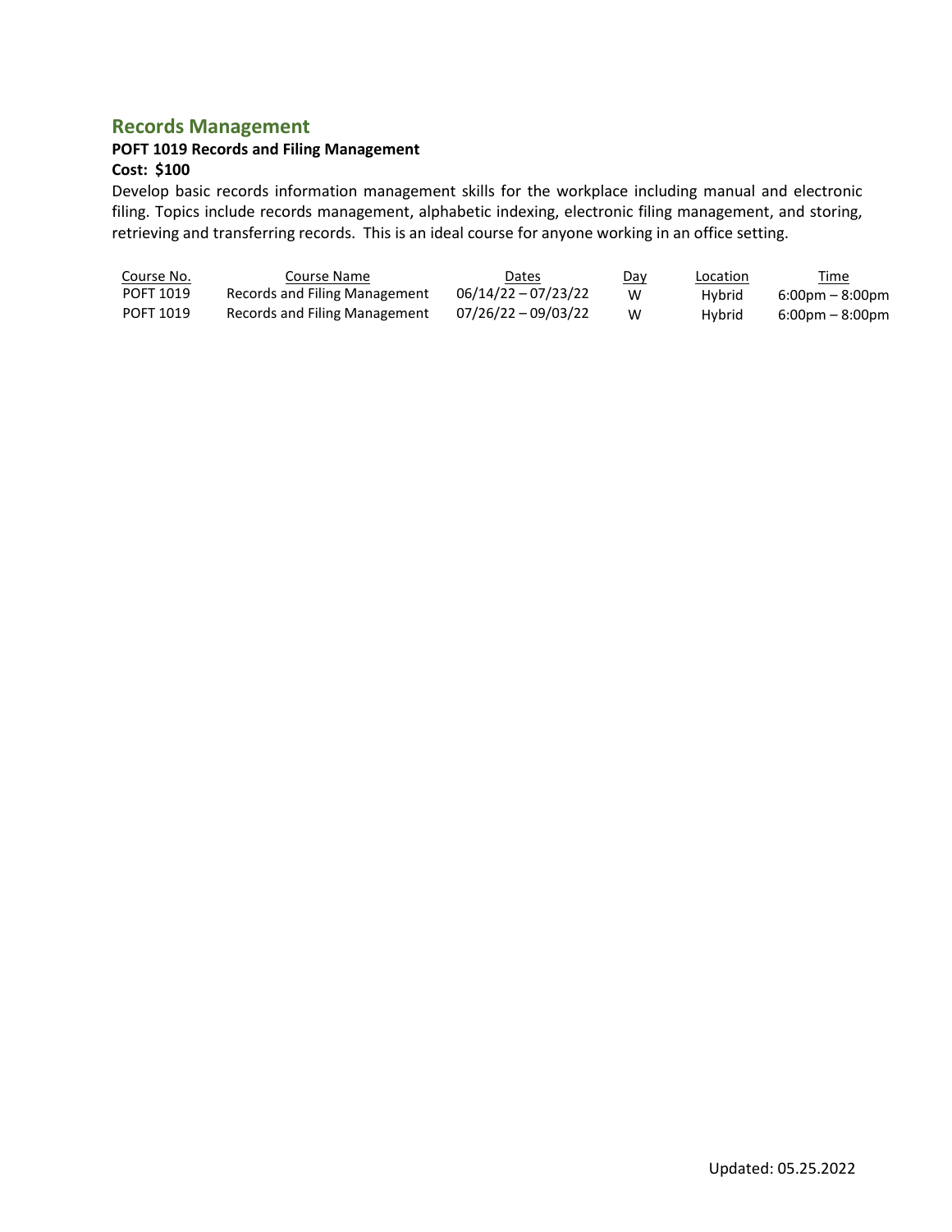## Records Management

**POFT 1019 Records and Filing Management**

**Cost: $100**

Develop basic records information management skills for the workplace including manual and electronic filing. Topics include records management, alphabetic indexing, electronic filing management, and storing, retrieving and transferring records. This is an ideal course for anyone working in an office setting.

| Course No. | Course Name | Dates | Day | Location | Time |
|---|---|---|---|---|---|
| POFT 1019 | Records and Filing Management | 06/14/22 – 07/23/22 | W | Hybrid | 6:00pm – 8:00pm |
| POFT 1019 | Records and Filing Management | 07/26/22 – 09/03/22 | W | Hybrid | 6:00pm – 8:00pm |

Updated: 05.25.2022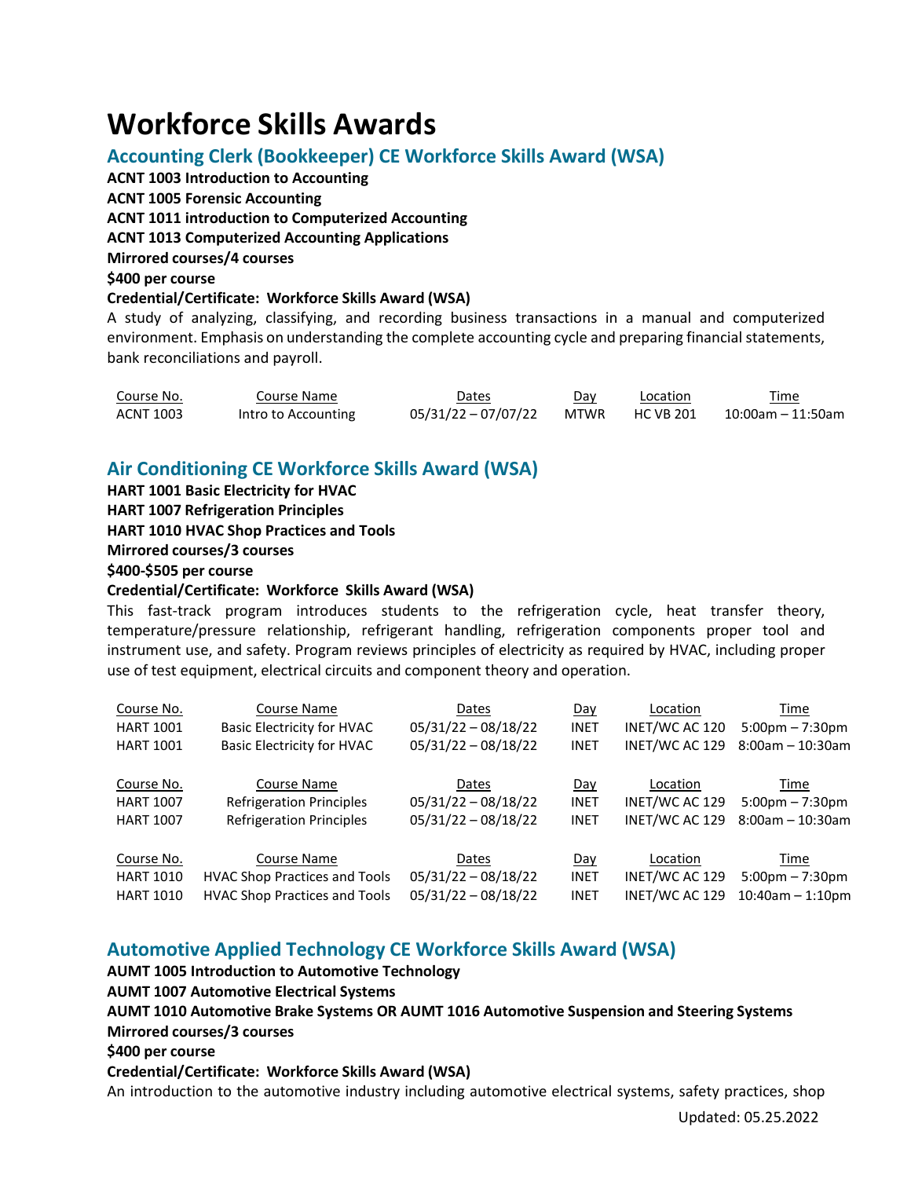# Workforce Skills Awards

## Accounting Clerk (Bookkeeper) CE Workforce Skills Award (WSA)

**ACNT 1003 Introduction to Accounting**
**ACNT 1005 Forensic Accounting**
**ACNT 1011 introduction to Computerized Accounting**
**ACNT 1013 Computerized Accounting Applications**
**Mirrored courses/4 courses**
**$400 per course**
**Credential/Certificate: Workforce Skills Award (WSA)**

A study of analyzing, classifying, and recording business transactions in a manual and computerized environment. Emphasis on understanding the complete accounting cycle and preparing financial statements, bank reconciliations and payroll.

| Course No. | Course Name | Dates | Day | Location | Time |
|---|---|---|---|---|---|
| ACNT 1003 | Intro to Accounting | 05/31/22 – 07/07/22 | MTWR | HC VB 201 | 10:00am – 11:50am |

## Air Conditioning CE Workforce Skills Award (WSA)

**HART 1001 Basic Electricity for HVAC**
**HART 1007 Refrigeration Principles**
**HART 1010 HVAC Shop Practices and Tools**
**Mirrored courses/3 courses**
**$400-$505 per course**
**Credential/Certificate: Workforce Skills Award (WSA)**

This fast-track program introduces students to the refrigeration cycle, heat transfer theory, temperature/pressure relationship, refrigerant handling, refrigeration components proper tool and instrument use, and safety. Program reviews principles of electricity as required by HVAC, including proper use of test equipment, electrical circuits and component theory and operation.

| Course No. | Course Name | Dates | Day | Location | Time |
|---|---|---|---|---|---|
| HART 1001 | Basic Electricity for HVAC | 05/31/22 – 08/18/22 | INET | INET/WC AC 120 | 5:00pm – 7:30pm |
| HART 1001 | Basic Electricity for HVAC | 05/31/22 – 08/18/22 | INET | INET/WC AC 129 | 8:00am – 10:30am |

| Course No. | Course Name | Dates | Day | Location | Time |
|---|---|---|---|---|---|
| HART 1007 | Refrigeration Principles | 05/31/22 – 08/18/22 | INET | INET/WC AC 129 | 5:00pm – 7:30pm |
| HART 1007 | Refrigeration Principles | 05/31/22 – 08/18/22 | INET | INET/WC AC 129 | 8:00am – 10:30am |

| Course No. | Course Name | Dates | Day | Location | Time |
|---|---|---|---|---|---|
| HART 1010 | HVAC Shop Practices and Tools | 05/31/22 – 08/18/22 | INET | INET/WC AC 129 | 5:00pm – 7:30pm |
| HART 1010 | HVAC Shop Practices and Tools | 05/31/22 – 08/18/22 | INET | INET/WC AC 129 | 10:40am – 1:10pm |

## Automotive Applied Technology CE Workforce Skills Award (WSA)

**AUMT 1005 Introduction to Automotive Technology**
**AUMT 1007 Automotive Electrical Systems**
**AUMT 1010 Automotive Brake Systems OR AUMT 1016 Automotive Suspension and Steering Systems**
**Mirrored courses/3 courses**
**$400 per course**
**Credential/Certificate: Workforce Skills Award (WSA)**

An introduction to the automotive industry including automotive electrical systems, safety practices, shop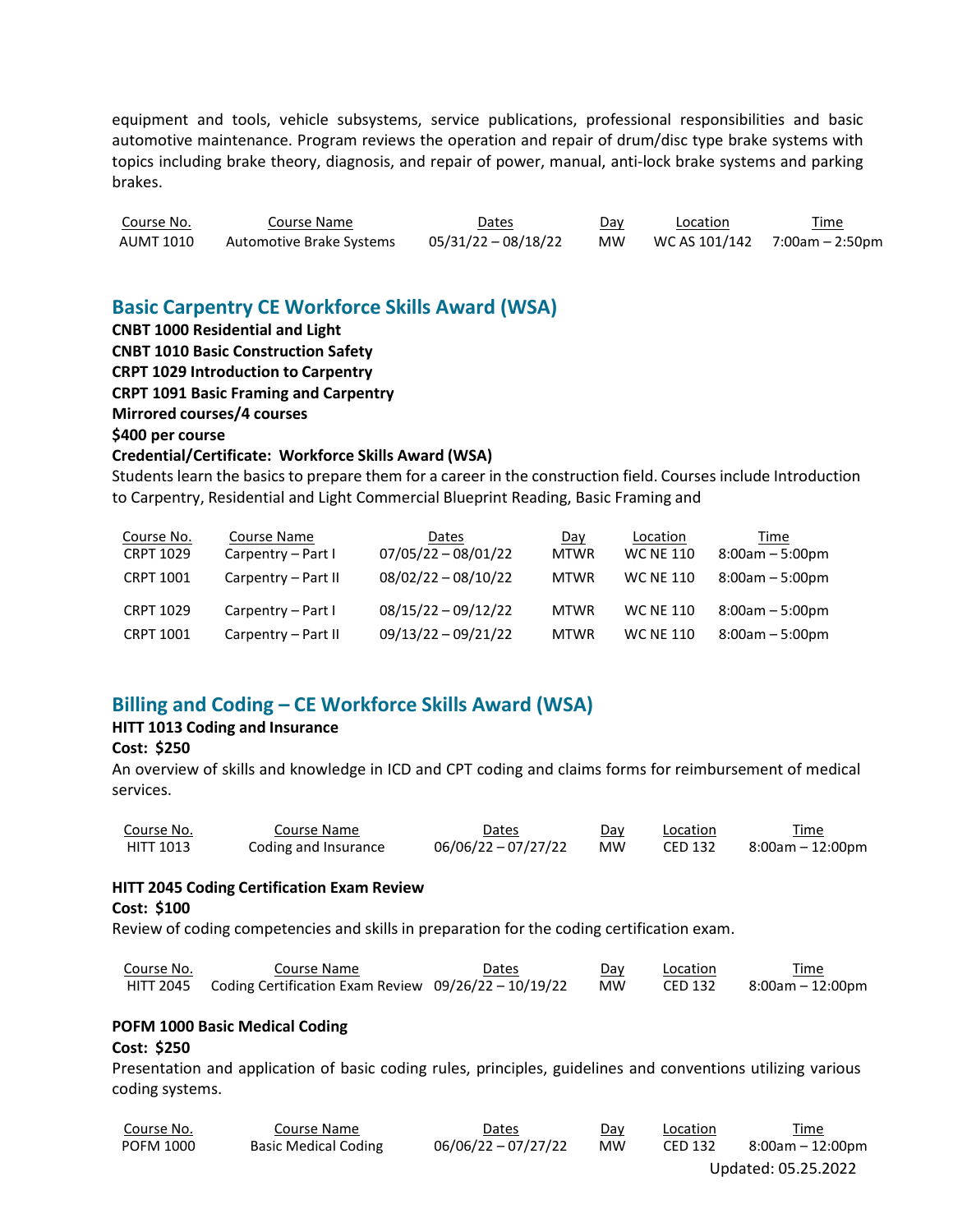equipment and tools, vehicle subsystems, service publications, professional responsibilities and basic automotive maintenance. Program reviews the operation and repair of drum/disc type brake systems with topics including brake theory, diagnosis, and repair of power, manual, anti-lock brake systems and parking brakes.

| Course No. | Course Name | Dates | Day | Location | Time |
|---|---|---|---|---|---|
| AUMT 1010 | Automotive Brake Systems | 05/31/22 – 08/18/22 | MW | WC AS 101/142 | 7:00am – 2:50pm |

## Basic Carpentry CE Workforce Skills Award (WSA)

**CNBT 1000 Residential and Light**
**CNBT 1010 Basic Construction Safety**
**CRPT 1029 Introduction to Carpentry**
**CRPT 1091 Basic Framing and Carpentry**
**Mirrored courses/4 courses**
**$400 per course**
**Credential/Certificate: Workforce Skills Award (WSA)**

Students learn the basics to prepare them for a career in the construction field. Courses include Introduction to Carpentry, Residential and Light Commercial Blueprint Reading, Basic Framing and

| Course No. | Course Name | Dates | Day | Location | Time |
|---|---|---|---|---|---|
| CRPT 1029 | Carpentry – Part I | 07/05/22 – 08/01/22 | MTWR | WC NE 110 | 8:00am – 5:00pm |
| CRPT 1001 | Carpentry – Part II | 08/02/22 – 08/10/22 | MTWR | WC NE 110 | 8:00am – 5:00pm |
| CRPT 1029 | Carpentry – Part I | 08/15/22 – 09/12/22 | MTWR | WC NE 110 | 8:00am – 5:00pm |
| CRPT 1001 | Carpentry – Part II | 09/13/22 – 09/21/22 | MTWR | WC NE 110 | 8:00am – 5:00pm |

## Billing and Coding – CE Workforce Skills Award (WSA)

**HITT 1013 Coding and Insurance**
**Cost: $250**

An overview of skills and knowledge in ICD and CPT coding and claims forms for reimbursement of medical services.

| Course No. | Course Name | Dates | Day | Location | Time |
|---|---|---|---|---|---|
| HITT 1013 | Coding and Insurance | 06/06/22 – 07/27/22 | MW | CED 132 | 8:00am – 12:00pm |

**HITT 2045 Coding Certification Exam Review**
**Cost: $100**

Review of coding competencies and skills in preparation for the coding certification exam.

| Course No. | Course Name | Dates | Day | Location | Time |
|---|---|---|---|---|---|
| HITT 2045 | Coding Certification Exam Review | 09/26/22 – 10/19/22 | MW | CED 132 | 8:00am – 12:00pm |

**POFM 1000 Basic Medical Coding**
**Cost: $250**

Presentation and application of basic coding rules, principles, guidelines and conventions utilizing various coding systems.

| Course No. | Course Name | Dates | Day | Location | Time |
|---|---|---|---|---|---|
| POFM 1000 | Basic Medical Coding | 06/06/22 – 07/27/22 | MW | CED 132 | 8:00am – 12:00pm |

Updated: 05.25.2022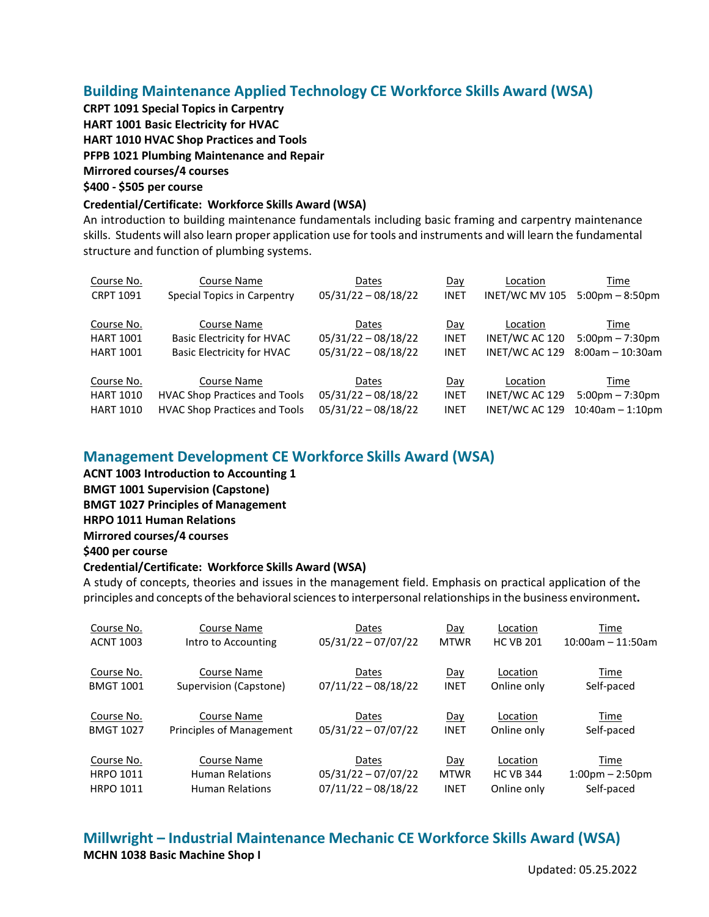## Building Maintenance Applied Technology CE Workforce Skills Award (WSA)

**CRPT 1091 Special Topics in Carpentry**
**HART 1001 Basic Electricity for HVAC**
**HART 1010 HVAC Shop Practices and Tools**
**PFPB 1021 Plumbing Maintenance and Repair**
**Mirrored courses/4 courses**
**$400 - $505 per course**

**Credential/Certificate: Workforce Skills Award (WSA)**

An introduction to building maintenance fundamentals including basic framing and carpentry maintenance skills. Students will also learn proper application use for tools and instruments and will learn the fundamental structure and function of plumbing systems.

| Course No. | Course Name | Dates | Day | Location | Time |
|---|---|---|---|---|---|
| CRPT 1091 | Special Topics in Carpentry | 05/31/22 – 08/18/22 | INET | INET/WC MV 105 | 5:00pm – 8:50pm |

| Course No. | Course Name | Dates | Day | Location | Time |
|---|---|---|---|---|---|
| HART 1001 | Basic Electricity for HVAC | 05/31/22 – 08/18/22 | INET | INET/WC AC 120 | 5:00pm – 7:30pm |
| HART 1001 | Basic Electricity for HVAC | 05/31/22 – 08/18/22 | INET | INET/WC AC 129 | 8:00am – 10:30am |

| Course No. | Course Name | Dates | Day | Location | Time |
|---|---|---|---|---|---|
| HART 1010 | HVAC Shop Practices and Tools | 05/31/22 – 08/18/22 | INET | INET/WC AC 129 | 5:00pm – 7:30pm |
| HART 1010 | HVAC Shop Practices and Tools | 05/31/22 – 08/18/22 | INET | INET/WC AC 129 | 10:40am – 1:10pm |

## Management Development CE Workforce Skills Award (WSA)

**ACNT 1003 Introduction to Accounting 1**
**BMGT 1001 Supervision (Capstone)**
**BMGT 1027 Principles of Management**
**HRPO 1011 Human Relations**
**Mirrored courses/4 courses**
**$400 per course**

**Credential/Certificate: Workforce Skills Award (WSA)**

A study of concepts, theories and issues in the management field. Emphasis on practical application of the principles and concepts of the behavioral sciences to interpersonal relationships in the business environment**.**

| Course No. | Course Name | Dates | Day | Location | Time |
|---|---|---|---|---|---|
| ACNT 1003 | Intro to Accounting | 05/31/22 – 07/07/22 | MTWR | HC VB 201 | 10:00am – 11:50am |

| Course No. | Course Name | Dates | Day | Location | Time |
|---|---|---|---|---|---|
| BMGT 1001 | Supervision (Capstone) | 07/11/22 – 08/18/22 | INET | Online only | Self-paced |

| Course No. | Course Name | Dates | Day | Location | Time |
|---|---|---|---|---|---|
| BMGT 1027 | Principles of Management | 05/31/22 – 07/07/22 | INET | Online only | Self-paced |

| Course No. | Course Name | Dates | Day | Location | Time |
|---|---|---|---|---|---|
| HRPO 1011 | Human Relations | 05/31/22 – 07/07/22 | MTWR | HC VB 344 | 1:00pm – 2:50pm |
| HRPO 1011 | Human Relations | 07/11/22 – 08/18/22 | INET | Online only | Self-paced |

## Millwright – Industrial Maintenance Mechanic CE Workforce Skills Award (WSA)

**MCHN 1038 Basic Machine Shop I**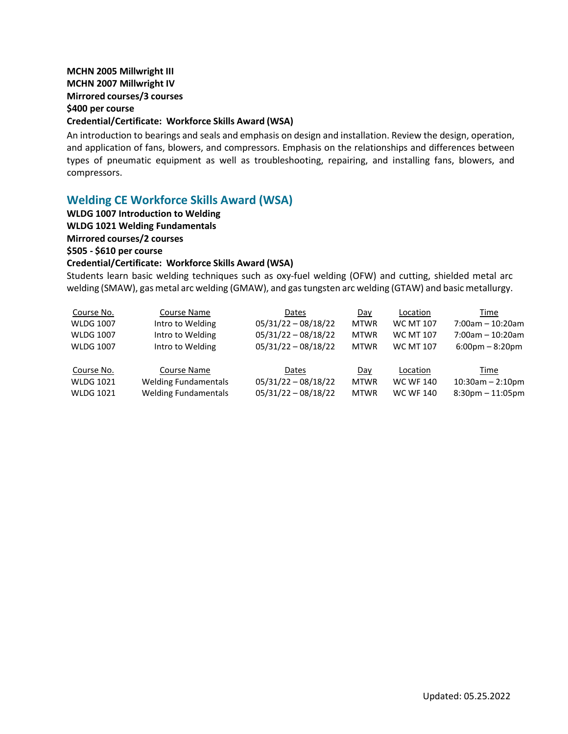**MCHN 2005 Millwright III**
**MCHN 2007 Millwright IV**
**Mirrored courses/3 courses**
**$400 per course**
**Credential/Certificate: Workforce Skills Award (WSA)**

An introduction to bearings and seals and emphasis on design and installation. Review the design, operation, and application of fans, blowers, and compressors. Emphasis on the relationships and differences between types of pneumatic equipment as well as troubleshooting, repairing, and installing fans, blowers, and compressors.

## Welding CE Workforce Skills Award (WSA)

**WLDG 1007 Introduction to Welding**
**WLDG 1021 Welding Fundamentals**
**Mirrored courses/2 courses**
**$505 - $610 per course**
**Credential/Certificate: Workforce Skills Award (WSA)**

Students learn basic welding techniques such as oxy-fuel welding (OFW) and cutting, shielded metal arc welding (SMAW), gas metal arc welding (GMAW), and gas tungsten arc welding (GTAW) and basic metallurgy.

| Course No. | Course Name | Dates | Day | Location | Time |
|---|---|---|---|---|---|
| WLDG 1007 | Intro to Welding | 05/31/22 – 08/18/22 | MTWR | WC MT 107 | 7:00am – 10:20am |
| WLDG 1007 | Intro to Welding | 05/31/22 – 08/18/22 | MTWR | WC MT 107 | 7:00am – 10:20am |
| WLDG 1007 | Intro to Welding | 05/31/22 – 08/18/22 | MTWR | WC MT 107 | 6:00pm – 8:20pm |

| Course No. | Course Name | Dates | Day | Location | Time |
|---|---|---|---|---|---|
| WLDG 1021 | Welding Fundamentals | 05/31/22 – 08/18/22 | MTWR | WC WF 140 | 10:30am – 2:10pm |
| WLDG 1021 | Welding Fundamentals | 05/31/22 – 08/18/22 | MTWR | WC WF 140 | 8:30pm – 11:05pm |

Updated: 05.25.2022